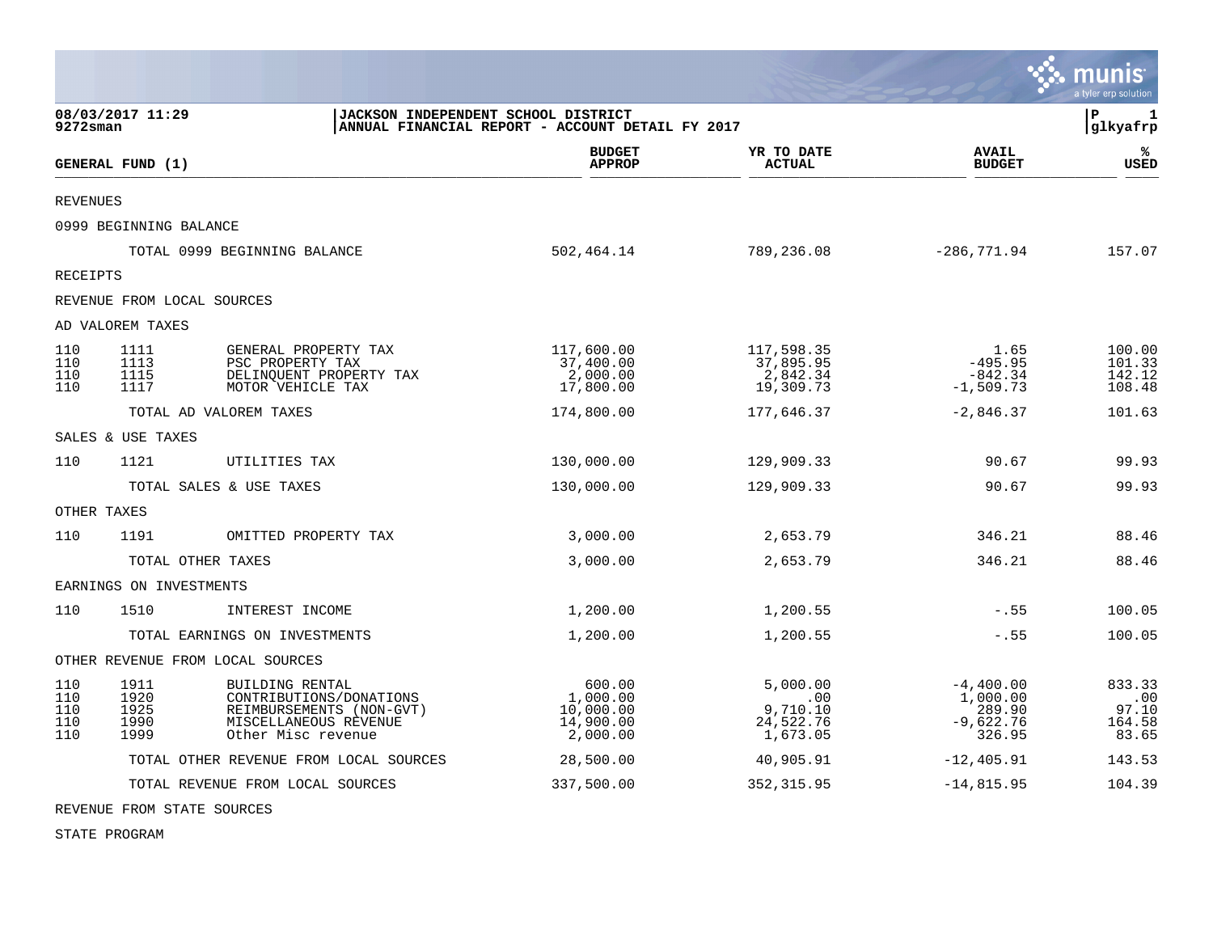**08/03/2017 11:29**
**9272sman**

**JACKSON INDEPENDENT SCHOOL DISTRICT**
**ANNUAL FINANCIAL REPORT - ACCOUNT DETAIL FY 2017**

**P 1**
**glkyafrp**

| GENERAL FUND (1) | | | BUDGET APPROP | YR TO DATE ACTUAL | AVAIL BUDGET | % USED |
|---|---|---|---|---|---|---|
| REVENUES | | | | | | |
| 0999 BEGINNING BALANCE | | | | | | |
| | | TOTAL 0999 BEGINNING BALANCE | 502,464.14 | 789,236.08 | -286,771.94 | 157.07 |
| RECEIPTS | | | | | | |
| REVENUE FROM LOCAL SOURCES | | | | | | |
| AD VALOREM TAXES | | | | | | |
| 110 | 1111 | GENERAL PROPERTY TAX | 117,600.00 | 117,598.35 | 1.65 | 100.00 |
| 110 | 1113 | PSC PROPERTY TAX | 37,400.00 | 37,895.95 | -495.95 | 101.33 |
| 110 | 1115 | DELINQUENT PROPERTY TAX | 2,000.00 | 2,842.34 | -842.34 | 142.12 |
| 110 | 1117 | MOTOR VEHICLE TAX | 17,800.00 | 19,309.73 | -1,509.73 | 108.48 |
| | | TOTAL AD VALOREM TAXES | 174,800.00 | 177,646.37 | -2,846.37 | 101.63 |
| SALES & USE TAXES | | | | | | |
| 110 | 1121 | UTILITIES TAX | 130,000.00 | 129,909.33 | 90.67 | 99.93 |
| | | TOTAL SALES & USE TAXES | 130,000.00 | 129,909.33 | 90.67 | 99.93 |
| OTHER TAXES | | | | | | |
| 110 | 1191 | OMITTED PROPERTY TAX | 3,000.00 | 2,653.79 | 346.21 | 88.46 |
| | | TOTAL OTHER TAXES | 3,000.00 | 2,653.79 | 346.21 | 88.46 |
| EARNINGS ON INVESTMENTS | | | | | | |
| 110 | 1510 | INTEREST INCOME | 1,200.00 | 1,200.55 | -.55 | 100.05 |
| | | TOTAL EARNINGS ON INVESTMENTS | 1,200.00 | 1,200.55 | -.55 | 100.05 |
| OTHER REVENUE FROM LOCAL SOURCES | | | | | | |
| 110 | 1911 | BUILDING RENTAL | 600.00 | 5,000.00 | -4,400.00 | 833.33 |
| 110 | 1920 | CONTRIBUTIONS/DONATIONS | 1,000.00 | .00 | 1,000.00 | .00 |
| 110 | 1925 | REIMBURSEMENTS (NON-GVT) | 10,000.00 | 9,710.10 | 289.90 | 97.10 |
| 110 | 1990 | MISCELLANEOUS REVENUE | 14,900.00 | 24,522.76 | -9,622.76 | 164.58 |
| 110 | 1999 | Other Misc revenue | 2,000.00 | 1,673.05 | 326.95 | 83.65 |
| | | TOTAL OTHER REVENUE FROM LOCAL SOURCES | 28,500.00 | 40,905.91 | -12,405.91 | 143.53 |
| | | TOTAL REVENUE FROM LOCAL SOURCES | 337,500.00 | 352,315.95 | -14,815.95 | 104.39 |
| REVENUE FROM STATE SOURCES | | | | | | |
| STATE PROGRAM | | | | | | |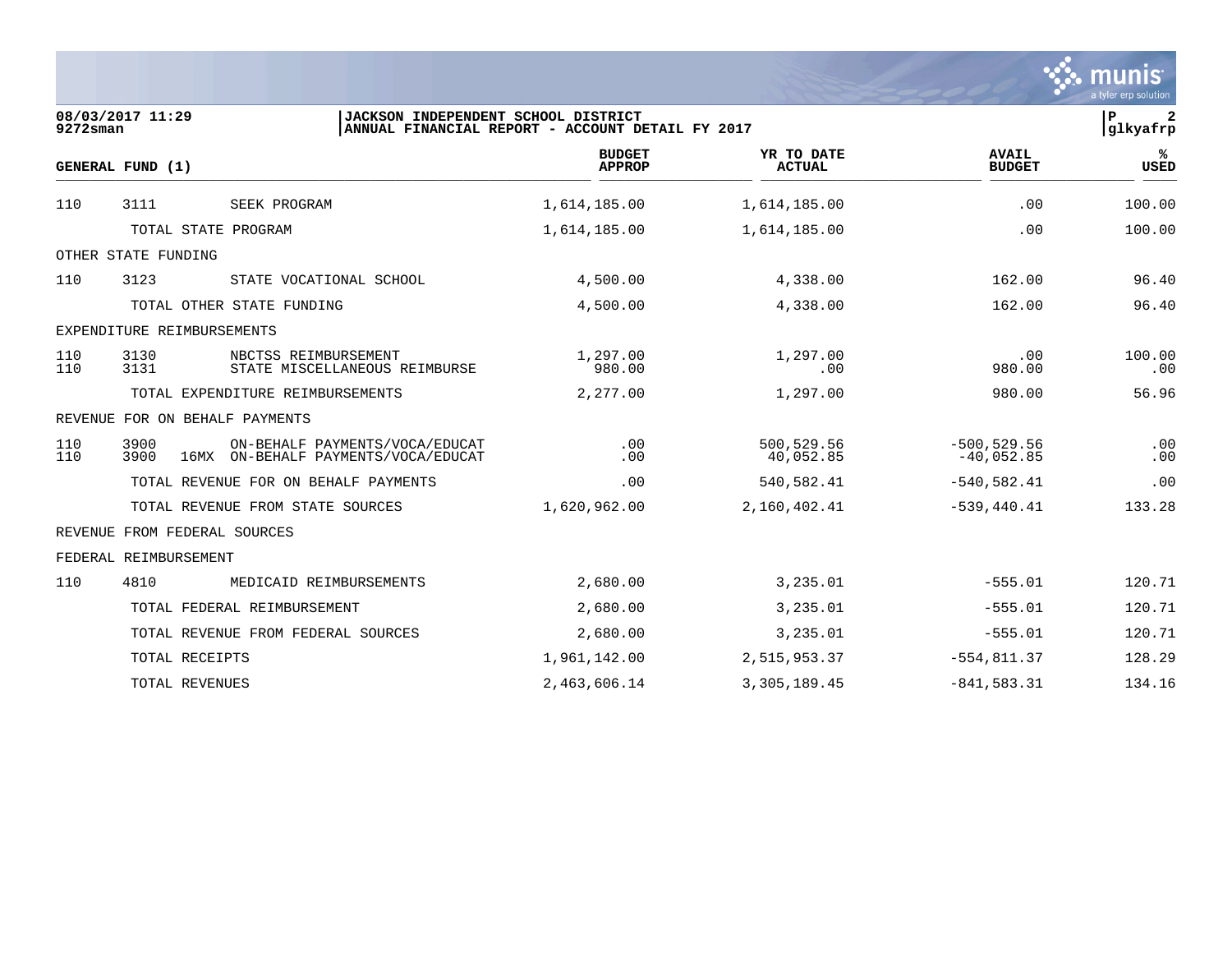08/03/2017 11:29 | JACKSON INDEPENDENT SCHOOL DISTRICT | P 2
9272sman | ANNUAL FINANCIAL REPORT - ACCOUNT DETAIL FY 2017 | glkyafrp

| GENERAL FUND (1) | | | | BUDGET APPROP | YR TO DATE ACTUAL | AVAIL BUDGET | % USED |
|---|---|---|---|---|---|---|---|
| 110 | 3111 | | SEEK PROGRAM | 1,614,185.00 | 1,614,185.00 | .00 | 100.00 |
| | TOTAL STATE PROGRAM | | | 1,614,185.00 | 1,614,185.00 | .00 | 100.00 |
| OTHER STATE FUNDING | | | | | | | |
| 110 | 3123 | | STATE VOCATIONAL SCHOOL | 4,500.00 | 4,338.00 | 162.00 | 96.40 |
| | TOTAL OTHER STATE FUNDING | | | 4,500.00 | 4,338.00 | 162.00 | 96.40 |
| EXPENDITURE REIMBURSEMENTS | | | | | | | |
| 110 | 3130 | | NBCTSS REIMBURSEMENT | 1,297.00 | 1,297.00 | .00 | 100.00 |
| 110 | 3131 | | STATE MISCELLANEOUS REIMBURSE | 980.00 | .00 | 980.00 | .00 |
| | TOTAL EXPENDITURE REIMBURSEMENTS | | | 2,277.00 | 1,297.00 | 980.00 | 56.96 |
| REVENUE FOR ON BEHALF PAYMENTS | | | | | | | |
| 110 | 3900 | | ON-BEHALF PAYMENTS/VOCA/EDUCAT | .00 | 500,529.56 | -500,529.56 | .00 |
| 110 | 3900 | 16MX | ON-BEHALF PAYMENTS/VOCA/EDUCAT | .00 | 40,052.85 | -40,052.85 | .00 |
| | TOTAL REVENUE FOR ON BEHALF PAYMENTS | | | .00 | 540,582.41 | -540,582.41 | .00 |
| | TOTAL REVENUE FROM STATE SOURCES | | | 1,620,962.00 | 2,160,402.41 | -539,440.41 | 133.28 |
| REVENUE FROM FEDERAL SOURCES | | | | | | | |
| FEDERAL REIMBURSEMENT | | | | | | | |
| 110 | 4810 | | MEDICAID REIMBURSEMENTS | 2,680.00 | 3,235.01 | -555.01 | 120.71 |
| | TOTAL FEDERAL REIMBURSEMENT | | | 2,680.00 | 3,235.01 | -555.01 | 120.71 |
| | TOTAL REVENUE FROM FEDERAL SOURCES | | | 2,680.00 | 3,235.01 | -555.01 | 120.71 |
| | TOTAL RECEIPTS | | | 1,961,142.00 | 2,515,953.37 | -554,811.37 | 128.29 |
| | TOTAL REVENUES | | | 2,463,606.14 | 3,305,189.45 | -841,583.31 | 134.16 |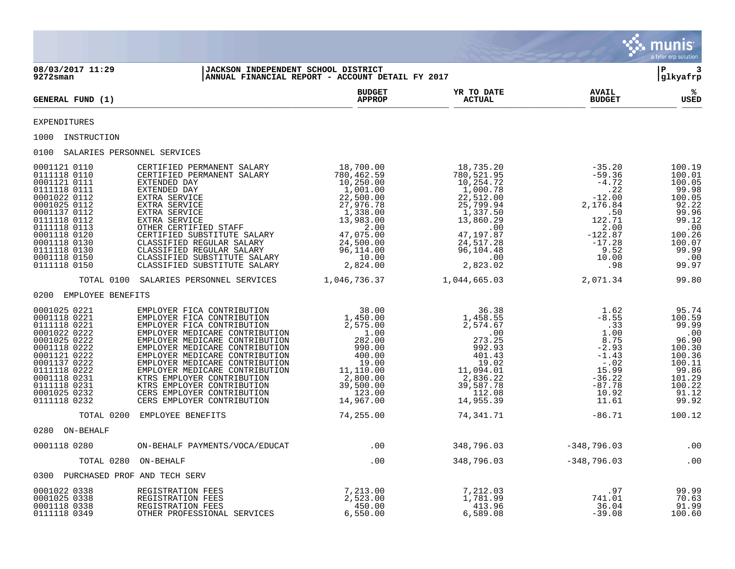**JACKSON INDEPENDENT SCHOOL DISTRICT**
**ANNUAL FINANCIAL REPORT - ACCOUNT DETAIL FY 2017**

08/03/2017 11:29
9272sman

glkyafrp

| GENERAL FUND (1) | | BUDGET APPROP | YR TO DATE ACTUAL | AVAIL BUDGET | % USED |
|---|---|---|---|---|---|
| EXPENDITURES | | | | | |
| 1000 INSTRUCTION | | | | | |
| 0100 SALARIES PERSONNEL SERVICES | | | | | |
| 0001121 0110 | CERTIFIED PERMANENT SALARY | 18,700.00 | 18,735.20 | -35.20 | 100.19 |
| 0111118 0110 | CERTIFIED PERMANENT SALARY | 780,462.59 | 780,521.95 | -59.36 | 100.01 |
| 0001121 0111 | EXTENDED DAY | 10,250.00 | 10,254.72 | -4.72 | 100.05 |
| 0111118 0111 | EXTENDED DAY | 1,001.00 | 1,000.78 | .22 | 99.98 |
| 0001022 0112 | EXTRA SERVICE | 22,500.00 | 22,512.00 | -12.00 | 100.05 |
| 0001025 0112 | EXTRA SERVICE | 27,976.78 | 25,799.94 | 2,176.84 | 92.22 |
| 0001137 0112 | EXTRA SERVICE | 1,338.00 | 1,337.50 | .50 | 99.96 |
| 0111118 0112 | EXTRA SERVICE | 13,983.00 | 13,860.29 | 122.71 | 99.12 |
| 0111118 0113 | OTHER CERTIFIED STAFF | 2.00 | .00 | 2.00 | .00 |
| 0001118 0120 | CERTIFIED SUBSTITUTE SALARY | 47,075.00 | 47,197.87 | -122.87 | 100.26 |
| 0001118 0130 | CLASSIFIED REGULAR SALARY | 24,500.00 | 24,517.28 | -17.28 | 100.07 |
| 0111118 0130 | CLASSIFIED REGULAR SALARY | 96,114.00 | 96,104.48 | 9.52 | 99.99 |
| 0001118 0150 | CLASSIFIED SUBSTITUTE SALARY | 10.00 | .00 | 10.00 | .00 |
| 0111118 0150 | CLASSIFIED SUBSTITUTE SALARY | 2,824.00 | 2,823.02 | .98 | 99.97 |
| TOTAL 0100 | SALARIES PERSONNEL SERVICES | 1,046,736.37 | 1,044,665.03 | 2,071.34 | 99.80 |
| 0200 EMPLOYEE BENEFITS | | | | | |
| 0001025 0221 | EMPLOYER FICA CONTRIBUTION | 38.00 | 36.38 | 1.62 | 95.74 |
| 0001118 0221 | EMPLOYER FICA CONTRIBUTION | 1,450.00 | 1,458.55 | -8.55 | 100.59 |
| 0111118 0221 | EMPLOYER FICA CONTRIBUTION | 2,575.00 | 2,574.67 | .33 | 99.99 |
| 0001022 0222 | EMPLOYER MEDICARE CONTRIBUTION | 1.00 | .00 | 1.00 | .00 |
| 0001025 0222 | EMPLOYER MEDICARE CONTRIBUTION | 282.00 | 273.25 | 8.75 | 96.90 |
| 0001118 0222 | EMPLOYER MEDICARE CONTRIBUTION | 990.00 | 992.93 | -2.93 | 100.30 |
| 0001121 0222 | EMPLOYER MEDICARE CONTRIBUTION | 400.00 | 401.43 | -1.43 | 100.36 |
| 0001137 0222 | EMPLOYER MEDICARE CONTRIBUTION | 19.00 | 19.02 | -.02 | 100.11 |
| 0111118 0222 | EMPLOYER MEDICARE CONTRIBUTION | 11,110.00 | 11,094.01 | 15.99 | 99.86 |
| 0001118 0231 | KTRS EMPLOYER CONTRIBUTION | 2,800.00 | 2,836.22 | -36.22 | 101.29 |
| 0111118 0231 | KTRS EMPLOYER CONTRIBUTION | 39,500.00 | 39,587.78 | -87.78 | 100.22 |
| 0001025 0232 | CERS EMPLOYER CONTRIBUTION | 123.00 | 112.08 | 10.92 | 91.12 |
| 0111118 0232 | CERS EMPLOYER CONTRIBUTION | 14,967.00 | 14,955.39 | 11.61 | 99.92 |
| TOTAL 0200 | EMPLOYEE BENEFITS | 74,255.00 | 74,341.71 | -86.71 | 100.12 |
| 0280 ON-BEHALF | | | | | |
| 0001118 0280 | ON-BEHALF PAYMENTS/VOCA/EDUCAT | .00 | 348,796.03 | -348,796.03 | .00 |
| TOTAL 0280 | ON-BEHALF | .00 | 348,796.03 | -348,796.03 | .00 |
| 0300 PURCHASED PROF AND TECH SERV | | | | | |
| 0001022 0338 | REGISTRATION FEES | 7,213.00 | 7,212.03 | .97 | 99.99 |
| 0001025 0338 | REGISTRATION FEES | 2,523.00 | 1,781.99 | 741.01 | 70.63 |
| 0001118 0338 | REGISTRATION FEES | 450.00 | 413.96 | 36.04 | 91.99 |
| 0111118 0349 | OTHER PROFESSIONAL SERVICES | 6,550.00 | 6,589.08 | -39.08 | 100.60 |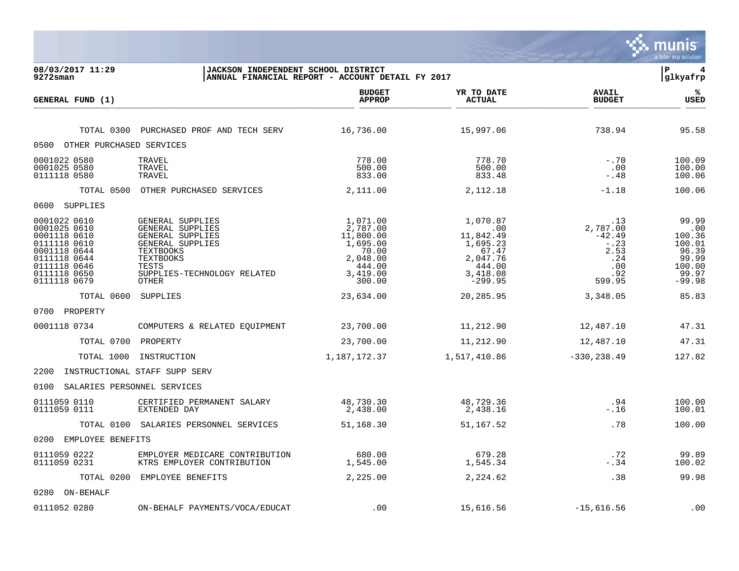**08/03/2017 11:29** | **JACKSON INDEPENDENT SCHOOL DISTRICT**
**9272sman** | **ANNUAL FINANCIAL REPORT - ACCOUNT DETAIL FY 2017**

| GENERAL FUND (1) | | BUDGET APPROP | YR TO DATE ACTUAL | AVAIL BUDGET | % USED |
|---|---|---|---|---|---|
| TOTAL 0300 | PURCHASED PROF AND TECH SERV | 16,736.00 | 15,997.06 | 738.94 | 95.58 |
| 0500 OTHER PURCHASED SERVICES | | | | | |
| 0001022 0580 | TRAVEL | 778.00 | 778.70 | -.70 | 100.09 |
| 0001025 0580 | TRAVEL | 500.00 | 500.00 | .00 | 100.00 |
| 0111118 0580 | TRAVEL | 833.00 | 833.48 | -.48 | 100.06 |
| TOTAL 0500 | OTHER PURCHASED SERVICES | 2,111.00 | 2,112.18 | -1.18 | 100.06 |
| 0600 SUPPLIES | | | | | |
| 0001022 0610 | GENERAL SUPPLIES | 1,071.00 | 1,070.87 | .13 | 99.99 |
| 0001025 0610 | GENERAL SUPPLIES | 2,787.00 | .00 | 2,787.00 | .00 |
| 0001118 0610 | GENERAL SUPPLIES | 11,800.00 | 11,842.49 | -42.49 | 100.36 |
| 0111118 0610 | GENERAL SUPPLIES | 1,695.00 | 1,695.23 | -.23 | 100.01 |
| 0001118 0644 | TEXTBOOKS | 70.00 | 67.47 | 2.53 | 96.39 |
| 0111118 0644 | TEXTBOOKS | 2,048.00 | 2,047.76 | .24 | 99.99 |
| 0111118 0646 | TESTS | 444.00 | 444.00 | .00 | 100.00 |
| 0111118 0650 | SUPPLIES-TECHNOLOGY RELATED | 3,419.00 | 3,418.08 | .92 | 99.97 |
| 0111118 0679 | OTHER | 300.00 | -299.95 | 599.95 | -99.98 |
| TOTAL 0600 | SUPPLIES | 23,634.00 | 20,285.95 | 3,348.05 | 85.83 |
| 0700 PROPERTY | | | | | |
| 0001118 0734 | COMPUTERS & RELATED EQUIPMENT | 23,700.00 | 11,212.90 | 12,487.10 | 47.31 |
| TOTAL 0700 | PROPERTY | 23,700.00 | 11,212.90 | 12,487.10 | 47.31 |
| TOTAL 1000 | INSTRUCTION | 1,187,172.37 | 1,517,410.86 | -330,238.49 | 127.82 |
| 2200 INSTRUCTIONAL STAFF SUPP SERV | | | | | |
| 0100 SALARIES PERSONNEL SERVICES | | | | | |
| 0111059 0110 | CERTIFIED PERMANENT SALARY | 48,730.30 | 48,729.36 | .94 | 100.00 |
| 0111059 0111 | EXTENDED DAY | 2,438.00 | 2,438.16 | -.16 | 100.01 |
| TOTAL 0100 | SALARIES PERSONNEL SERVICES | 51,168.30 | 51,167.52 | .78 | 100.00 |
| 0200 EMPLOYEE BENEFITS | | | | | |
| 0111059 0222 | EMPLOYER MEDICARE CONTRIBUTION | 680.00 | 679.28 | .72 | 99.89 |
| 0111059 0231 | KTRS EMPLOYER CONTRIBUTION | 1,545.00 | 1,545.34 | -.34 | 100.02 |
| TOTAL 0200 | EMPLOYEE BENEFITS | 2,225.00 | 2,224.62 | .38 | 99.98 |
| 0280 ON-BEHALF | | | | | |
| 0111052 0280 | ON-BEHALF PAYMENTS/VOCA/EDUCAT | .00 | 15,616.56 | -15,616.56 | .00 |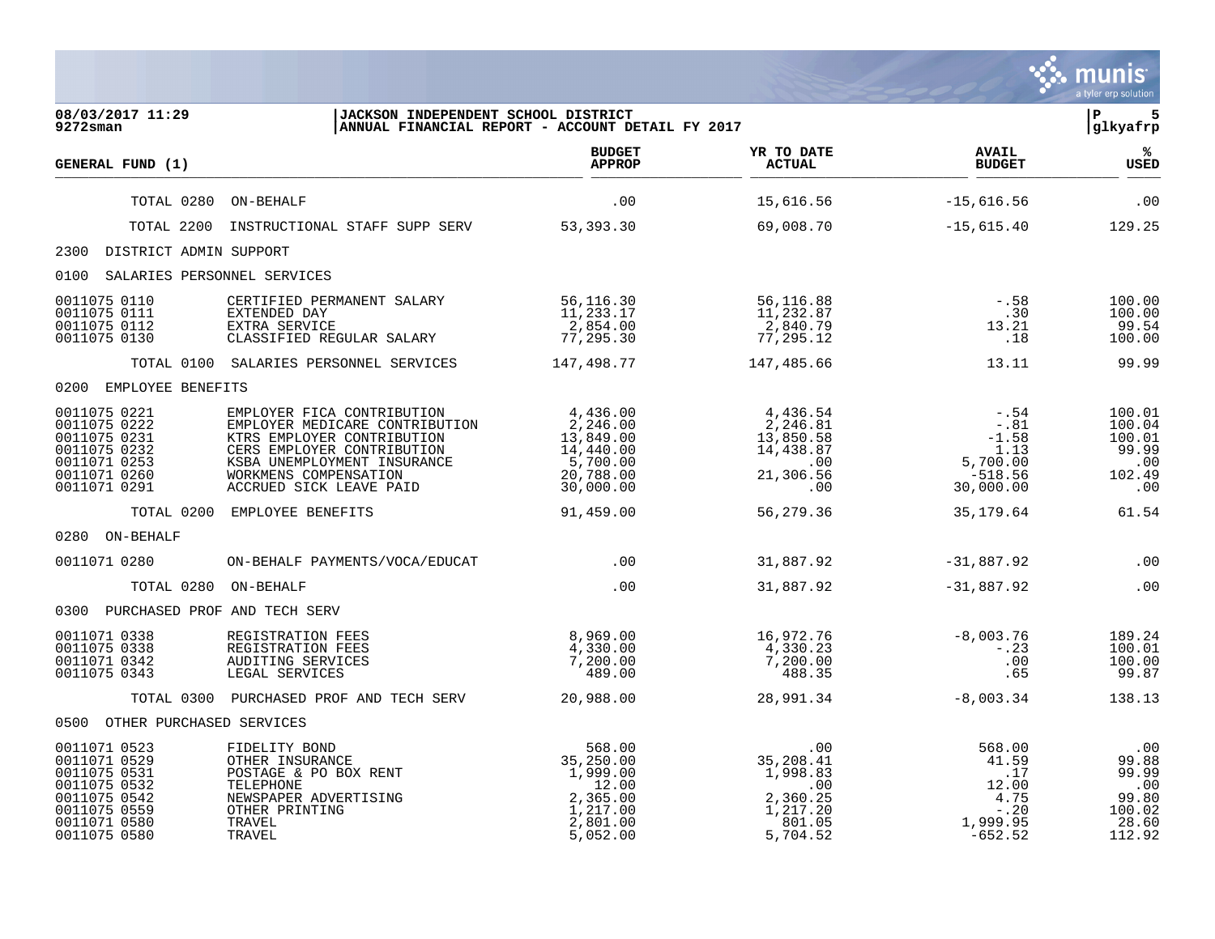**08/03/2017 11:29**
**9272sman**

**JACKSON INDEPENDENT SCHOOL DISTRICT**
**ANNUAL FINANCIAL REPORT - ACCOUNT DETAIL FY 2017**

**P 5**
**glkyafrp**

| GENERAL FUND (1) | | BUDGET APPROP | YR TO DATE ACTUAL | AVAIL BUDGET | % USED |
|---|---|---|---|---|---|
| TOTAL 0280 | ON-BEHALF | .00 | 15,616.56 | -15,616.56 | .00 |
| TOTAL 2200 | INSTRUCTIONAL STAFF SUPP SERV | 53,393.30 | 69,008.70 | -15,615.40 | 129.25 |
| 2300 DISTRICT ADMIN SUPPORT | | | | | |
| 0100 SALARIES PERSONNEL SERVICES | | | | | |
| 0011075 0110 | CERTIFIED PERMANENT SALARY | 56,116.30 | 56,116.88 | -.58 | 100.00 |
| 0011075 0111 | EXTENDED DAY | 11,233.17 | 11,232.87 | .30 | 100.00 |
| 0011075 0112 | EXTRA SERVICE | 2,854.00 | 2,840.79 | 13.21 | 99.54 |
| 0011075 0130 | CLASSIFIED REGULAR SALARY | 77,295.30 | 77,295.12 | .18 | 100.00 |
| TOTAL 0100 | SALARIES PERSONNEL SERVICES | 147,498.77 | 147,485.66 | 13.11 | 99.99 |
| 0200 EMPLOYEE BENEFITS | | | | | |
| 0011075 0221 | EMPLOYER FICA CONTRIBUTION | 4,436.00 | 4,436.54 | -.54 | 100.01 |
| 0011075 0222 | EMPLOYER MEDICARE CONTRIBUTION | 2,246.00 | 2,246.81 | -.81 | 100.04 |
| 0011075 0231 | KTRS EMPLOYER CONTRIBUTION | 13,849.00 | 13,850.58 | -1.58 | 100.01 |
| 0011075 0232 | CERS EMPLOYER CONTRIBUTION | 14,440.00 | 14,438.87 | 1.13 | 99.99 |
| 0011071 0253 | KSBA UNEMPLOYMENT INSURANCE | 5,700.00 | .00 | 5,700.00 | .00 |
| 0011071 0260 | WORKMENS COMPENSATION | 20,788.00 | 21,306.56 | -518.56 | 102.49 |
| 0011071 0291 | ACCRUED SICK LEAVE PAID | 30,000.00 | .00 | 30,000.00 | .00 |
| TOTAL 0200 | EMPLOYEE BENEFITS | 91,459.00 | 56,279.36 | 35,179.64 | 61.54 |
| 0280 ON-BEHALF | | | | | |
| 0011071 0280 | ON-BEHALF PAYMENTS/VOCA/EDUCAT | .00 | 31,887.92 | -31,887.92 | .00 |
| TOTAL 0280 | ON-BEHALF | .00 | 31,887.92 | -31,887.92 | .00 |
| 0300 PURCHASED PROF AND TECH SERV | | | | | |
| 0011071 0338 | REGISTRATION FEES | 8,969.00 | 16,972.76 | -8,003.76 | 189.24 |
| 0011075 0338 | REGISTRATION FEES | 4,330.00 | 4,330.23 | -.23 | 100.01 |
| 0011071 0342 | AUDITING SERVICES | 7,200.00 | 7,200.00 | .00 | 100.00 |
| 0011075 0343 | LEGAL SERVICES | 489.00 | 488.35 | .65 | 99.87 |
| TOTAL 0300 | PURCHASED PROF AND TECH SERV | 20,988.00 | 28,991.34 | -8,003.34 | 138.13 |
| 0500 OTHER PURCHASED SERVICES | | | | | |
| 0011071 0523 | FIDELITY BOND | 568.00 | .00 | 568.00 | .00 |
| 0011071 0529 | OTHER INSURANCE | 35,250.00 | 35,208.41 | 41.59 | 99.88 |
| 0011075 0531 | POSTAGE & PO BOX RENT | 1,999.00 | 1,998.83 | .17 | 99.99 |
| 0011075 0532 | TELEPHONE | 12.00 | .00 | 12.00 | .00 |
| 0011075 0542 | NEWSPAPER ADVERTISING | 2,365.00 | 2,360.25 | 4.75 | 99.80 |
| 0011075 0559 | OTHER PRINTING | 1,217.00 | 1,217.20 | -.20 | 100.02 |
| 0011071 0580 | TRAVEL | 2,801.00 | 801.05 | 1,999.95 | 28.60 |
| 0011075 0580 | TRAVEL | 5,052.00 | 5,704.52 | -652.52 | 112.92 |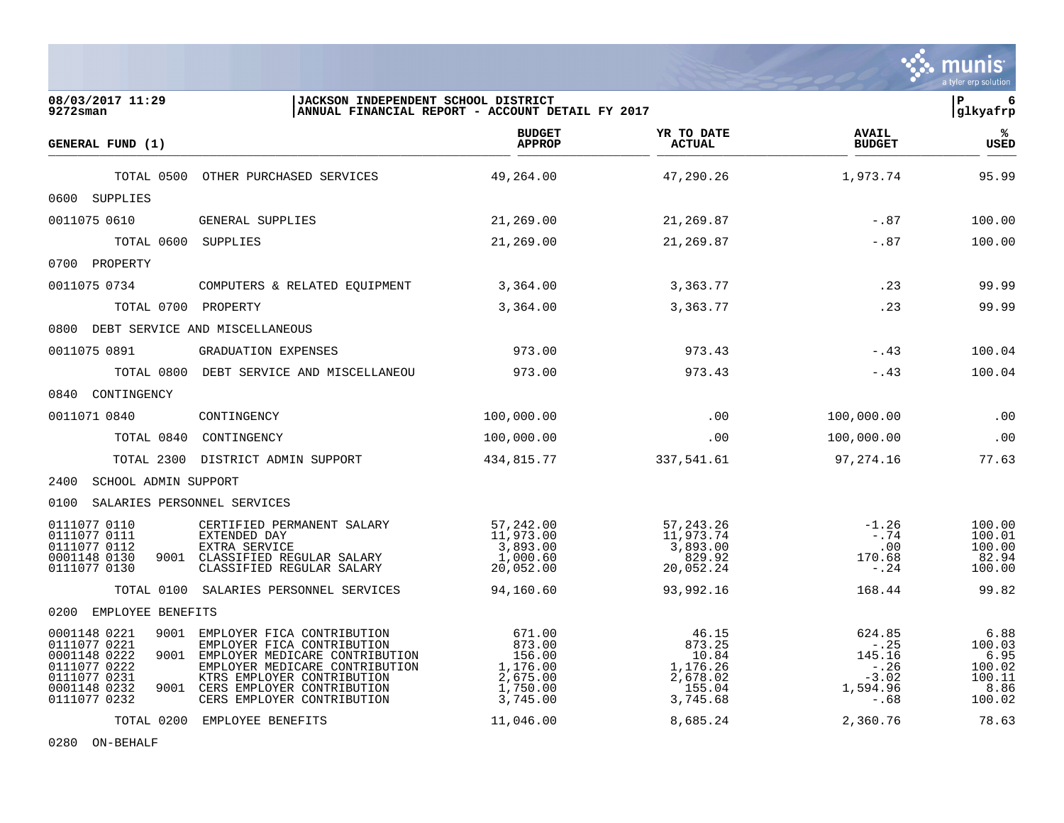**JACKSON INDEPENDENT SCHOOL DISTRICT**
**ANNUAL FINANCIAL REPORT - ACCOUNT DETAIL FY 2017**

| GENERAL FUND (1) | | BUDGET APPROP | YR TO DATE ACTUAL | AVAIL BUDGET | % USED |
|---|---|---|---|---|---|
| TOTAL 0500 | OTHER PURCHASED SERVICES | 49,264.00 | 47,290.26 | 1,973.74 | 95.99 |
| 0600 SUPPLIES | | | | | |
| 0011075 0610 | GENERAL SUPPLIES | 21,269.00 | 21,269.87 | -.87 | 100.00 |
| TOTAL 0600 | SUPPLIES | 21,269.00 | 21,269.87 | -.87 | 100.00 |
| 0700 PROPERTY | | | | | |
| 0011075 0734 | COMPUTERS & RELATED EQUIPMENT | 3,364.00 | 3,363.77 | .23 | 99.99 |
| TOTAL 0700 | PROPERTY | 3,364.00 | 3,363.77 | .23 | 99.99 |
| 0800 DEBT SERVICE AND MISCELLANEOUS | | | | | |
| 0011075 0891 | GRADUATION EXPENSES | 973.00 | 973.43 | -.43 | 100.04 |
| TOTAL 0800 | DEBT SERVICE AND MISCELLANEOU | 973.00 | 973.43 | -.43 | 100.04 |
| 0840 CONTINGENCY | | | | | |
| 0011071 0840 | CONTINGENCY | 100,000.00 | .00 | 100,000.00 | .00 |
| TOTAL 0840 | CONTINGENCY | 100,000.00 | .00 | 100,000.00 | .00 |
| TOTAL 2300 | DISTRICT ADMIN SUPPORT | 434,815.77 | 337,541.61 | 97,274.16 | 77.63 |
| 2400 SCHOOL ADMIN SUPPORT | | | | | |
| 0100 SALARIES PERSONNEL SERVICES | | | | | |
| 0111077 0110 | CERTIFIED PERMANENT SALARY | 57,242.00 | 57,243.26 | -1.26 | 100.00 |
| 0111077 0111 | EXTENDED DAY | 11,973.00 | 11,973.74 | -.74 | 100.01 |
| 0111077 0112 | EXTRA SERVICE | 3,893.00 | 3,893.00 | .00 | 100.00 |
| 0001148 0130 9001 | CLASSIFIED REGULAR SALARY | 1,000.60 | 829.92 | 170.68 | 82.94 |
| 0111077 0130 | CLASSIFIED REGULAR SALARY | 20,052.00 | 20,052.24 | -.24 | 100.00 |
| TOTAL 0100 | SALARIES PERSONNEL SERVICES | 94,160.60 | 93,992.16 | 168.44 | 99.82 |
| 0200 EMPLOYEE BENEFITS | | | | | |
| 0001148 0221 9001 | EMPLOYER FICA CONTRIBUTION | 671.00 | 46.15 | 624.85 | 6.88 |
| 0111077 0221 | EMPLOYER FICA CONTRIBUTION | 873.00 | 873.25 | -.25 | 100.03 |
| 0001148 0222 9001 | EMPLOYER MEDICARE CONTRIBUTION | 156.00 | 10.84 | 145.16 | 6.95 |
| 0111077 0222 | EMPLOYER MEDICARE CONTRIBUTION | 1,176.00 | 1,176.26 | -.26 | 100.02 |
| 0111077 0231 | KTRS EMPLOYER CONTRIBUTION | 2,675.00 | 2,678.02 | -3.02 | 100.11 |
| 0001148 0232 9001 | CERS EMPLOYER CONTRIBUTION | 1,750.00 | 155.04 | 1,594.96 | 8.86 |
| 0111077 0232 | CERS EMPLOYER CONTRIBUTION | 3,745.00 | 3,745.68 | -.68 | 100.02 |
| TOTAL 0200 | EMPLOYEE BENEFITS | 11,046.00 | 8,685.24 | 2,360.76 | 78.63 |
| 0280 ON-BEHALF | | | | | |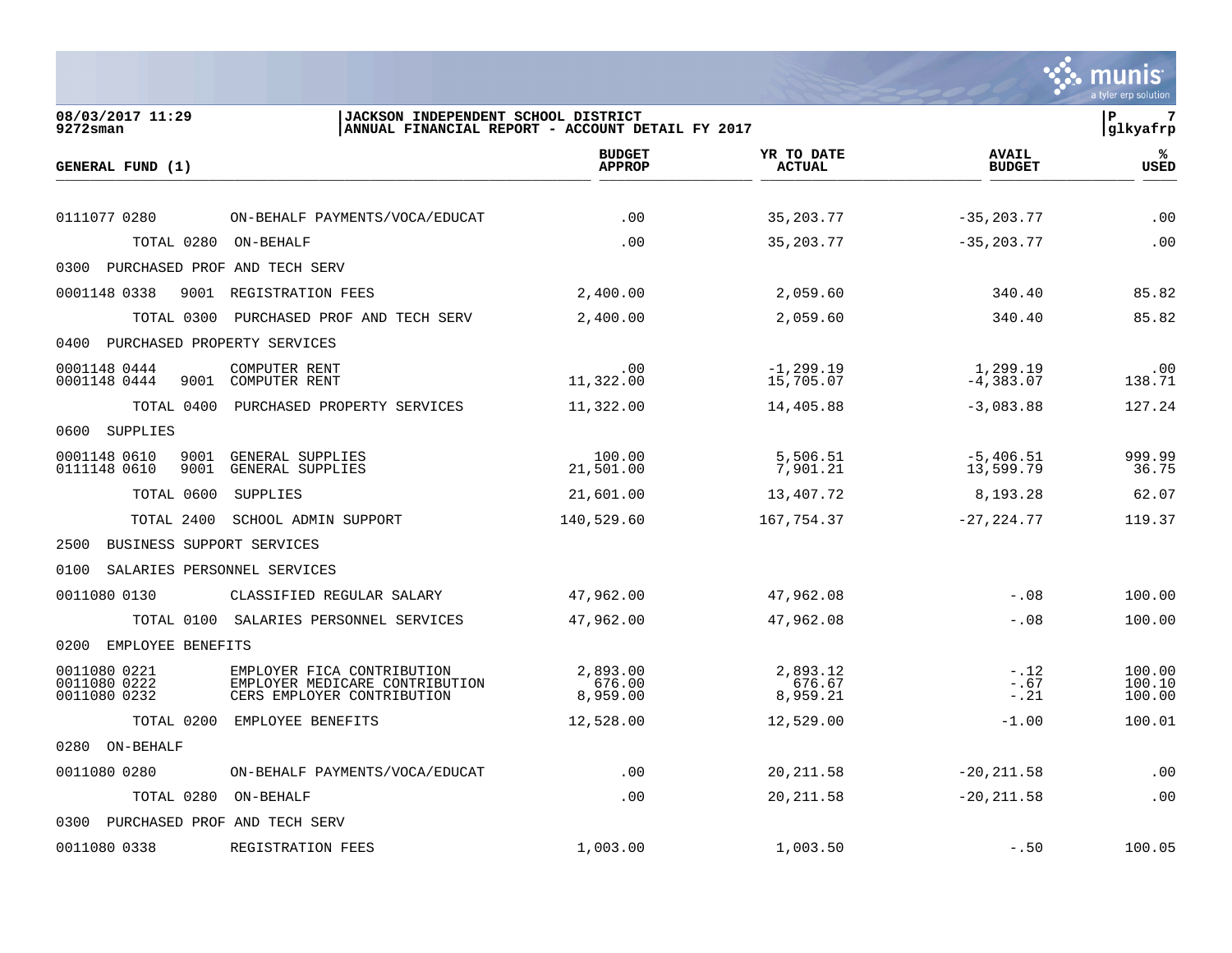**JACKSON INDEPENDENT SCHOOL DISTRICT**
**ANNUAL FINANCIAL REPORT - ACCOUNT DETAIL FY 2017**

08/03/2017 11:29
9272sman

glkyafrp

| GENERAL FUND (1) | | BUDGET APPROP | YR TO DATE ACTUAL | AVAIL BUDGET | % USED |
|---|---|---|---|---|---|
| 0111077 0280 | ON-BEHALF PAYMENTS/VOCA/EDUCAT | .00 | 35,203.77 | -35,203.77 | .00 |
| TOTAL 0280 | ON-BEHALF | .00 | 35,203.77 | -35,203.77 | .00 |
| 0300 PURCHASED PROF AND TECH SERV | | | | | |
| 0001148 0338 9001 | REGISTRATION FEES | 2,400.00 | 2,059.60 | 340.40 | 85.82 |
| TOTAL 0300 | PURCHASED PROF AND TECH SERV | 2,400.00 | 2,059.60 | 340.40 | 85.82 |
| 0400 PURCHASED PROPERTY SERVICES | | | | | |
| 0001148 0444 | COMPUTER RENT | .00 | -1,299.19 | 1,299.19 | .00 |
| 0001148 0444 9001 | COMPUTER RENT | 11,322.00 | 15,705.07 | -4,383.07 | 138.71 |
| TOTAL 0400 | PURCHASED PROPERTY SERVICES | 11,322.00 | 14,405.88 | -3,083.88 | 127.24 |
| 0600 SUPPLIES | | | | | |
| 0001148 0610 9001 | GENERAL SUPPLIES | 100.00 | 5,506.51 | -5,406.51 | 999.99 |
| 0111148 0610 9001 | GENERAL SUPPLIES | 21,501.00 | 7,901.21 | 13,599.79 | 36.75 |
| TOTAL 0600 | SUPPLIES | 21,601.00 | 13,407.72 | 8,193.28 | 62.07 |
| TOTAL 2400 | SCHOOL ADMIN SUPPORT | 140,529.60 | 167,754.37 | -27,224.77 | 119.37 |
| 2500 BUSINESS SUPPORT SERVICES | | | | | |
| 0100 SALARIES PERSONNEL SERVICES | | | | | |
| 0011080 0130 | CLASSIFIED REGULAR SALARY | 47,962.00 | 47,962.08 | -.08 | 100.00 |
| TOTAL 0100 | SALARIES PERSONNEL SERVICES | 47,962.00 | 47,962.08 | -.08 | 100.00 |
| 0200 EMPLOYEE BENEFITS | | | | | |
| 0011080 0221 | EMPLOYER FICA CONTRIBUTION | 2,893.00 | 2,893.12 | -.12 | 100.00 |
| 0011080 0222 | EMPLOYER MEDICARE CONTRIBUTION | 676.00 | 676.67 | -.67 | 100.10 |
| 0011080 0232 | CERS EMPLOYER CONTRIBUTION | 8,959.00 | 8,959.21 | -.21 | 100.00 |
| TOTAL 0200 | EMPLOYEE BENEFITS | 12,528.00 | 12,529.00 | -1.00 | 100.01 |
| 0280 ON-BEHALF | | | | | |
| 0011080 0280 | ON-BEHALF PAYMENTS/VOCA/EDUCAT | .00 | 20,211.58 | -20,211.58 | .00 |
| TOTAL 0280 | ON-BEHALF | .00 | 20,211.58 | -20,211.58 | .00 |
| 0300 PURCHASED PROF AND TECH SERV | | | | | |
| 0011080 0338 | REGISTRATION FEES | 1,003.00 | 1,003.50 | -.50 | 100.05 |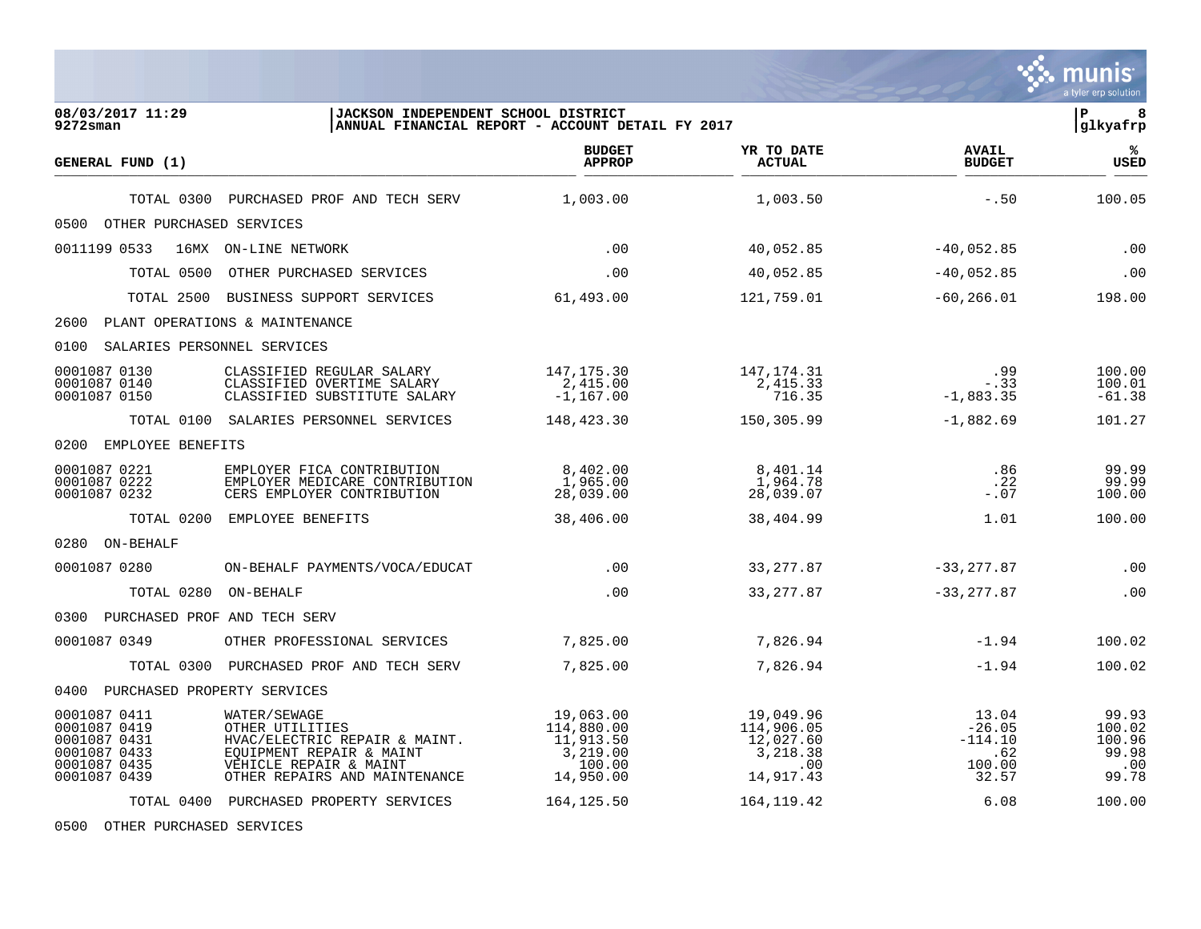**08/03/2017 11:29** | **JACKSON INDEPENDENT SCHOOL DISTRICT** | **P 8**
**9272sman** | **ANNUAL FINANCIAL REPORT - ACCOUNT DETAIL FY 2017** | **glkyafrp**

| GENERAL FUND (1) | | BUDGET APPROP | YR TO DATE ACTUAL | AVAIL BUDGET | % USED |
|---|---|---|---|---|---|
| TOTAL 0300 | PURCHASED PROF AND TECH SERV | 1,003.00 | 1,003.50 | -.50 | 100.05 |
| 0500 OTHER PURCHASED SERVICES | | | | | |
| 0011199 0533 16MX | ON-LINE NETWORK | .00 | 40,052.85 | -40,052.85 | .00 |
| TOTAL 0500 | OTHER PURCHASED SERVICES | .00 | 40,052.85 | -40,052.85 | .00 |
| TOTAL 2500 | BUSINESS SUPPORT SERVICES | 61,493.00 | 121,759.01 | -60,266.01 | 198.00 |
| 2600 PLANT OPERATIONS & MAINTENANCE | | | | | |
| 0100 SALARIES PERSONNEL SERVICES | | | | | |
| 0001087 0130 | CLASSIFIED REGULAR SALARY | 147,175.30 | 147,174.31 | .99 | 100.00 |
| 0001087 0140 | CLASSIFIED OVERTIME SALARY | 2,415.00 | 2,415.33 | -.33 | 100.01 |
| 0001087 0150 | CLASSIFIED SUBSTITUTE SALARY | -1,167.00 | 716.35 | -1,883.35 | -61.38 |
| TOTAL 0100 | SALARIES PERSONNEL SERVICES | 148,423.30 | 150,305.99 | -1,882.69 | 101.27 |
| 0200 EMPLOYEE BENEFITS | | | | | |
| 0001087 0221 | EMPLOYER FICA CONTRIBUTION | 8,402.00 | 8,401.14 | .86 | 99.99 |
| 0001087 0222 | EMPLOYER MEDICARE CONTRIBUTION | 1,965.00 | 1,964.78 | .22 | 99.99 |
| 0001087 0232 | CERS EMPLOYER CONTRIBUTION | 28,039.00 | 28,039.07 | -.07 | 100.00 |
| TOTAL 0200 | EMPLOYEE BENEFITS | 38,406.00 | 38,404.99 | 1.01 | 100.00 |
| 0280 ON-BEHALF | | | | | |
| 0001087 0280 | ON-BEHALF PAYMENTS/VOCA/EDUCAT | .00 | 33,277.87 | -33,277.87 | .00 |
| TOTAL 0280 | ON-BEHALF | .00 | 33,277.87 | -33,277.87 | .00 |
| 0300 PURCHASED PROF AND TECH SERV | | | | | |
| 0001087 0349 | OTHER PROFESSIONAL SERVICES | 7,825.00 | 7,826.94 | -1.94 | 100.02 |
| TOTAL 0300 | PURCHASED PROF AND TECH SERV | 7,825.00 | 7,826.94 | -1.94 | 100.02 |
| 0400 PURCHASED PROPERTY SERVICES | | | | | |
| 0001087 0411 | WATER/SEWAGE | 19,063.00 | 19,049.96 | 13.04 | 99.93 |
| 0001087 0419 | OTHER UTILITIES | 114,880.00 | 114,906.05 | -26.05 | 100.02 |
| 0001087 0431 | HVAC/ELECTRIC REPAIR & MAINT. | 11,913.50 | 12,027.60 | -114.10 | 100.96 |
| 0001087 0433 | EQUIPMENT REPAIR & MAINT | 3,219.00 | 3,218.38 | .62 | 99.98 |
| 0001087 0435 | VEHICLE REPAIR & MAINT | 100.00 | .00 | 100.00 | .00 |
| 0001087 0439 | OTHER REPAIRS AND MAINTENANCE | 14,950.00 | 14,917.43 | 32.57 | 99.78 |
| TOTAL 0400 | PURCHASED PROPERTY SERVICES | 164,125.50 | 164,119.42 | 6.08 | 100.00 |
| 0500 OTHER PURCHASED SERVICES | | | | | |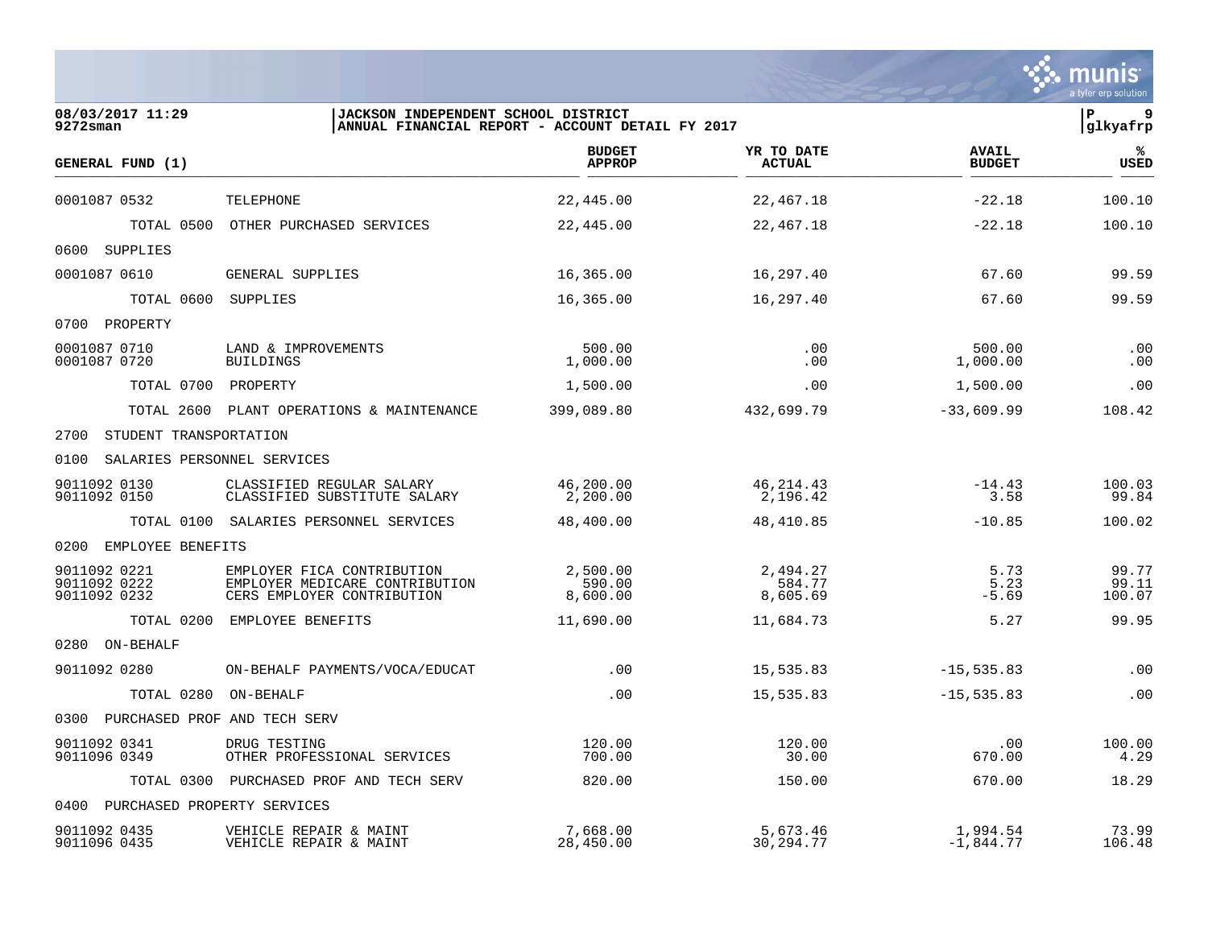JACKSON INDEPENDENT SCHOOL DISTRICT
ANNUAL FINANCIAL REPORT - ACCOUNT DETAIL FY 2017

08/03/2017 11:29
9272sman

| GENERAL FUND (1) | | BUDGET APPROP | YR TO DATE ACTUAL | AVAIL BUDGET | % USED |
|---|---|---|---|---|---|
| 0001087 0532 | TELEPHONE | 22,445.00 | 22,467.18 | -22.18 | 100.10 |
| TOTAL 0500 | OTHER PURCHASED SERVICES | 22,445.00 | 22,467.18 | -22.18 | 100.10 |
| 0600 SUPPLIES | | | | | |
| 0001087 0610 | GENERAL SUPPLIES | 16,365.00 | 16,297.40 | 67.60 | 99.59 |
| TOTAL 0600 | SUPPLIES | 16,365.00 | 16,297.40 | 67.60 | 99.59 |
| 0700 PROPERTY | | | | | |
| 0001087 0710 | LAND & IMPROVEMENTS | 500.00 | .00 | 500.00 | .00 |
| 0001087 0720 | BUILDINGS | 1,000.00 | .00 | 1,000.00 | .00 |
| TOTAL 0700 | PROPERTY | 1,500.00 | .00 | 1,500.00 | .00 |
| TOTAL 2600 | PLANT OPERATIONS & MAINTENANCE | 399,089.80 | 432,699.79 | -33,609.99 | 108.42 |
| 2700 STUDENT TRANSPORTATION | | | | | |
| 0100 SALARIES PERSONNEL SERVICES | | | | | |
| 9011092 0130 | CLASSIFIED REGULAR SALARY | 46,200.00 | 46,214.43 | -14.43 | 100.03 |
| 9011092 0150 | CLASSIFIED SUBSTITUTE SALARY | 2,200.00 | 2,196.42 | 3.58 | 99.84 |
| TOTAL 0100 | SALARIES PERSONNEL SERVICES | 48,400.00 | 48,410.85 | -10.85 | 100.02 |
| 0200 EMPLOYEE BENEFITS | | | | | |
| 9011092 0221 | EMPLOYER FICA CONTRIBUTION | 2,500.00 | 2,494.27 | 5.73 | 99.77 |
| 9011092 0222 | EMPLOYER MEDICARE CONTRIBUTION | 590.00 | 584.77 | 5.23 | 99.11 |
| 9011092 0232 | CERS EMPLOYER CONTRIBUTION | 8,600.00 | 8,605.69 | -5.69 | 100.07 |
| TOTAL 0200 | EMPLOYEE BENEFITS | 11,690.00 | 11,684.73 | 5.27 | 99.95 |
| 0280 ON-BEHALF | | | | | |
| 9011092 0280 | ON-BEHALF PAYMENTS/VOCA/EDUCAT | .00 | 15,535.83 | -15,535.83 | .00 |
| TOTAL 0280 | ON-BEHALF | .00 | 15,535.83 | -15,535.83 | .00 |
| 0300 PURCHASED PROF AND TECH SERV | | | | | |
| 9011092 0341 | DRUG TESTING | 120.00 | 120.00 | .00 | 100.00 |
| 9011096 0349 | OTHER PROFESSIONAL SERVICES | 700.00 | 30.00 | 670.00 | 4.29 |
| TOTAL 0300 | PURCHASED PROF AND TECH SERV | 820.00 | 150.00 | 670.00 | 18.29 |
| 0400 PURCHASED PROPERTY SERVICES | | | | | |
| 9011092 0435 | VEHICLE REPAIR & MAINT | 7,668.00 | 5,673.46 | 1,994.54 | 73.99 |
| 9011096 0435 | VEHICLE REPAIR & MAINT | 28,450.00 | 30,294.77 | -1,844.77 | 106.48 |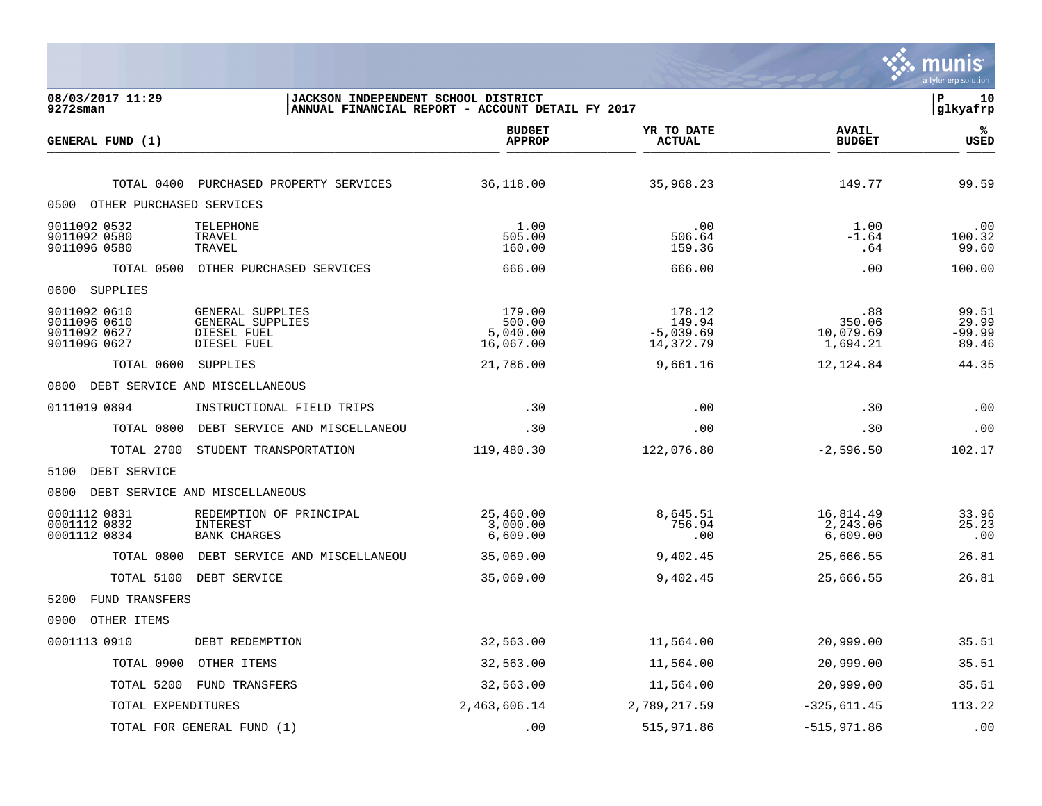JACKSON INDEPENDENT SCHOOL DISTRICT
ANNUAL FINANCIAL REPORT - ACCOUNT DETAIL FY 2017

08/03/2017 11:29
9272sman

P 10
glkyafrp

| GENERAL FUND (1) | | BUDGET APPROP | YR TO DATE ACTUAL | AVAIL BUDGET | % USED |
|---|---|---|---|---|---|
| TOTAL 0400 | PURCHASED PROPERTY SERVICES | 36,118.00 | 35,968.23 | 149.77 | 99.59 |
| 0500 OTHER PURCHASED SERVICES | | | | | |
| 9011092 0532 | TELEPHONE | 1.00 | .00 | 1.00 | .00 |
| 9011092 0580 | TRAVEL | 505.00 | 506.64 | -1.64 | 100.32 |
| 9011096 0580 | TRAVEL | 160.00 | 159.36 | .64 | 99.60 |
| TOTAL 0500 | OTHER PURCHASED SERVICES | 666.00 | 666.00 | .00 | 100.00 |
| 0600 SUPPLIES | | | | | |
| 9011092 0610 | GENERAL SUPPLIES | 179.00 | 178.12 | .88 | 99.51 |
| 9011096 0610 | GENERAL SUPPLIES | 500.00 | 149.94 | 350.06 | 29.99 |
| 9011092 0627 | DIESEL FUEL | 5,040.00 | -5,039.69 | 10,079.69 | -99.99 |
| 9011096 0627 | DIESEL FUEL | 16,067.00 | 14,372.79 | 1,694.21 | 89.46 |
| TOTAL 0600 | SUPPLIES | 21,786.00 | 9,661.16 | 12,124.84 | 44.35 |
| 0800 DEBT SERVICE AND MISCELLANEOUS | | | | | |
| 0111019 0894 | INSTRUCTIONAL FIELD TRIPS | .30 | .00 | .30 | .00 |
| TOTAL 0800 | DEBT SERVICE AND MISCELLANEOU | .30 | .00 | .30 | .00 |
| TOTAL 2700 | STUDENT TRANSPORTATION | 119,480.30 | 122,076.80 | -2,596.50 | 102.17 |
| 5100 DEBT SERVICE | | | | | |
| 0800 DEBT SERVICE AND MISCELLANEOUS | | | | | |
| 0001112 0831 | REDEMPTION OF PRINCIPAL | 25,460.00 | 8,645.51 | 16,814.49 | 33.96 |
| 0001112 0832 | INTEREST | 3,000.00 | 756.94 | 2,243.06 | 25.23 |
| 0001112 0834 | BANK CHARGES | 6,609.00 | .00 | 6,609.00 | .00 |
| TOTAL 0800 | DEBT SERVICE AND MISCELLANEOU | 35,069.00 | 9,402.45 | 25,666.55 | 26.81 |
| TOTAL 5100 | DEBT SERVICE | 35,069.00 | 9,402.45 | 25,666.55 | 26.81 |
| 5200 FUND TRANSFERS | | | | | |
| 0900 OTHER ITEMS | | | | | |
| 0001113 0910 | DEBT REDEMPTION | 32,563.00 | 11,564.00 | 20,999.00 | 35.51 |
| TOTAL 0900 | OTHER ITEMS | 32,563.00 | 11,564.00 | 20,999.00 | 35.51 |
| TOTAL 5200 | FUND TRANSFERS | 32,563.00 | 11,564.00 | 20,999.00 | 35.51 |
| TOTAL EXPENDITURES | | 2,463,606.14 | 2,789,217.59 | -325,611.45 | 113.22 |
| TOTAL FOR GENERAL FUND (1) | | .00 | 515,971.86 | -515,971.86 | .00 |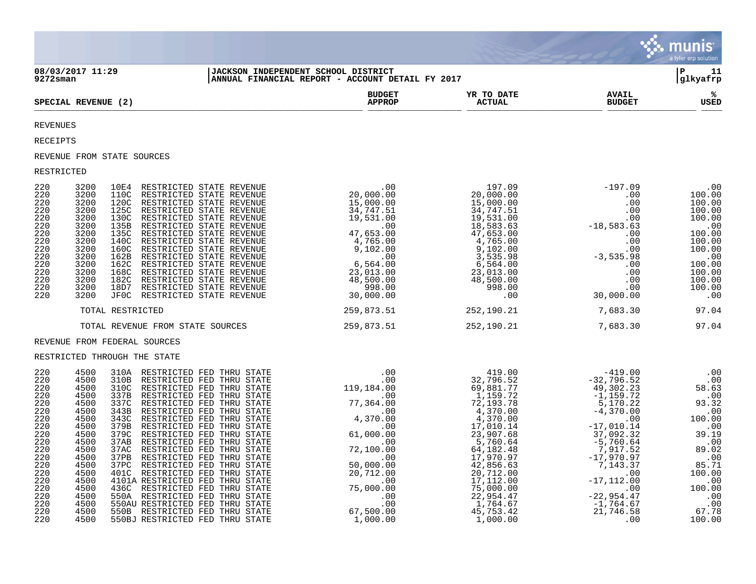08/03/2017 11:29 | JACKSON INDEPENDENT SCHOOL DISTRICT | P 11
9272sman | ANNUAL FINANCIAL REPORT - ACCOUNT DETAIL FY 2017 | glkyafrp

| SPECIAL REVENUE (2) | | | | BUDGET APPROP | YR TO DATE ACTUAL | AVAIL BUDGET | % USED |
|---|---|---|---|---|---|---|---|
| REVENUES | | | | | | | |
| RECEIPTS | | | | | | | |
| REVENUE FROM STATE SOURCES | | | | | | | |
| RESTRICTED | | | | | | | |
| 220 | 3200 | 10E4 | RESTRICTED STATE REVENUE | .00 | 197.09 | -197.09 | .00 |
| 220 | 3200 | 110C | RESTRICTED STATE REVENUE | 20,000.00 | 20,000.00 | .00 | 100.00 |
| 220 | 3200 | 120C | RESTRICTED STATE REVENUE | 15,000.00 | 15,000.00 | .00 | 100.00 |
| 220 | 3200 | 125C | RESTRICTED STATE REVENUE | 34,747.51 | 34,747.51 | .00 | 100.00 |
| 220 | 3200 | 130C | RESTRICTED STATE REVENUE | 19,531.00 | 19,531.00 | .00 | 100.00 |
| 220 | 3200 | 135B | RESTRICTED STATE REVENUE | .00 | 18,583.63 | -18,583.63 | .00 |
| 220 | 3200 | 135C | RESTRICTED STATE REVENUE | 47,653.00 | 47,653.00 | .00 | 100.00 |
| 220 | 3200 | 140C | RESTRICTED STATE REVENUE | 4,765.00 | 4,765.00 | .00 | 100.00 |
| 220 | 3200 | 160C | RESTRICTED STATE REVENUE | 9,102.00 | 9,102.00 | .00 | 100.00 |
| 220 | 3200 | 162B | RESTRICTED STATE REVENUE | .00 | 3,535.98 | -3,535.98 | .00 |
| 220 | 3200 | 162C | RESTRICTED STATE REVENUE | 6,564.00 | 6,564.00 | .00 | 100.00 |
| 220 | 3200 | 168C | RESTRICTED STATE REVENUE | 23,013.00 | 23,013.00 | .00 | 100.00 |
| 220 | 3200 | 182C | RESTRICTED STATE REVENUE | 48,500.00 | 48,500.00 | .00 | 100.00 |
| 220 | 3200 | 18D7 | RESTRICTED STATE REVENUE | 998.00 | 998.00 | .00 | 100.00 |
| 220 | 3200 | JF0C | RESTRICTED STATE REVENUE | 30,000.00 | .00 | 30,000.00 | .00 |
| | | | TOTAL RESTRICTED | 259,873.51 | 252,190.21 | 7,683.30 | 97.04 |
| | | | TOTAL REVENUE FROM STATE SOURCES | 259,873.51 | 252,190.21 | 7,683.30 | 97.04 |
| REVENUE FROM FEDERAL SOURCES | | | | | | | |
| RESTRICTED THROUGH THE STATE | | | | | | | |
| 220 | 4500 | 310A | RESTRICTED FED THRU STATE | .00 | 419.00 | -419.00 | .00 |
| 220 | 4500 | 310B | RESTRICTED FED THRU STATE | .00 | 32,796.52 | -32,796.52 | .00 |
| 220 | 4500 | 310C | RESTRICTED FED THRU STATE | 119,184.00 | 69,881.77 | 49,302.23 | 58.63 |
| 220 | 4500 | 337B | RESTRICTED FED THRU STATE | .00 | 1,159.72 | -1,159.72 | .00 |
| 220 | 4500 | 337C | RESTRICTED FED THRU STATE | 77,364.00 | 72,193.78 | 5,170.22 | 93.32 |
| 220 | 4500 | 343B | RESTRICTED FED THRU STATE | .00 | 4,370.00 | -4,370.00 | .00 |
| 220 | 4500 | 343C | RESTRICTED FED THRU STATE | 4,370.00 | 4,370.00 | .00 | 100.00 |
| 220 | 4500 | 379B | RESTRICTED FED THRU STATE | .00 | 17,010.14 | -17,010.14 | .00 |
| 220 | 4500 | 379C | RESTRICTED FED THRU STATE | 61,000.00 | 23,907.68 | 37,092.32 | 39.19 |
| 220 | 4500 | 37AB | RESTRICTED FED THRU STATE | .00 | 5,760.64 | -5,760.64 | .00 |
| 220 | 4500 | 37AC | RESTRICTED FED THRU STATE | 72,100.00 | 64,182.48 | 7,917.52 | 89.02 |
| 220 | 4500 | 37PB | RESTRICTED FED THRU STATE | .00 | 17,970.97 | -17,970.97 | .00 |
| 220 | 4500 | 37PC | RESTRICTED FED THRU STATE | 50,000.00 | 42,856.63 | 7,143.37 | 85.71 |
| 220 | 4500 | 401C | RESTRICTED FED THRU STATE | 20,712.00 | 20,712.00 | .00 | 100.00 |
| 220 | 4500 | 4101A | RESTRICTED FED THRU STATE | .00 | 17,112.00 | -17,112.00 | .00 |
| 220 | 4500 | 436C | RESTRICTED FED THRU STATE | 75,000.00 | 75,000.00 | .00 | 100.00 |
| 220 | 4500 | 550A | RESTRICTED FED THRU STATE | .00 | 22,954.47 | -22,954.47 | .00 |
| 220 | 4500 | 550AU | RESTRICTED FED THRU STATE | .00 | 1,764.67 | -1,764.67 | .00 |
| 220 | 4500 | 550B | RESTRICTED FED THRU STATE | 67,500.00 | 45,753.42 | 21,746.58 | 67.78 |
| 220 | 4500 | 550BJ | RESTRICTED FED THRU STATE | 1,000.00 | 1,000.00 | .00 | 100.00 |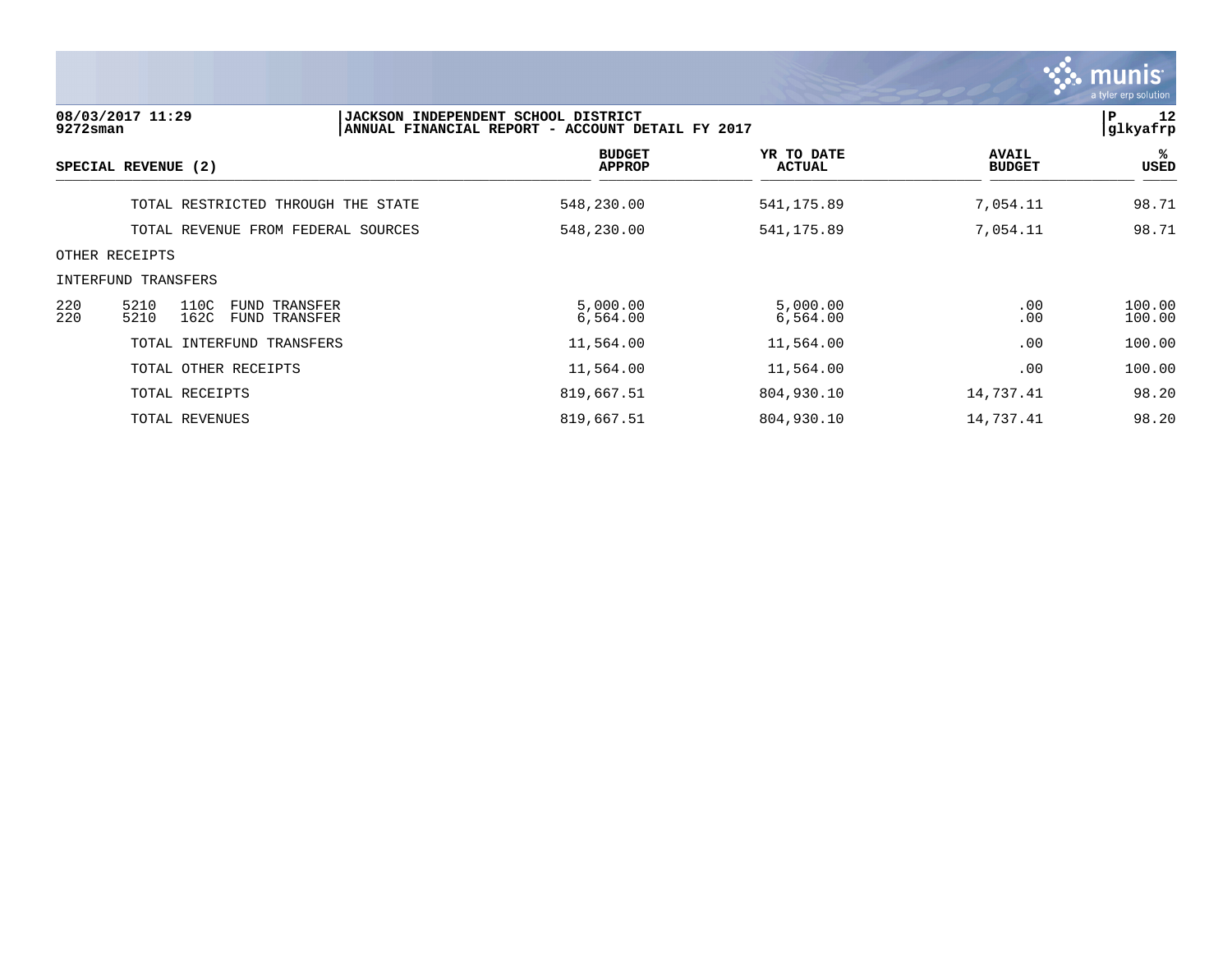JACKSON INDEPENDENT SCHOOL DISTRICT
ANNUAL FINANCIAL REPORT - ACCOUNT DETAIL FY 2017

| SPECIAL REVENUE (2) | BUDGET APPROP | YR TO DATE ACTUAL | AVAIL BUDGET | % USED |
|---|---|---|---|---|
| TOTAL RESTRICTED THROUGH THE STATE | 548,230.00 | 541,175.89 | 7,054.11 | 98.71 |
| TOTAL REVENUE FROM FEDERAL SOURCES | 548,230.00 | 541,175.89 | 7,054.11 | 98.71 |
| OTHER RECEIPTS | | | | |
| INTERFUND TRANSFERS | | | | |
| 220 5210 110C FUND TRANSFER | 5,000.00 | 5,000.00 | .00 | 100.00 |
| 220 5210 162C FUND TRANSFER | 6,564.00 | 6,564.00 | .00 | 100.00 |
| TOTAL INTERFUND TRANSFERS | 11,564.00 | 11,564.00 | .00 | 100.00 |
| TOTAL OTHER RECEIPTS | 11,564.00 | 11,564.00 | .00 | 100.00 |
| TOTAL RECEIPTS | 819,667.51 | 804,930.10 | 14,737.41 | 98.20 |
| TOTAL REVENUES | 819,667.51 | 804,930.10 | 14,737.41 | 98.20 |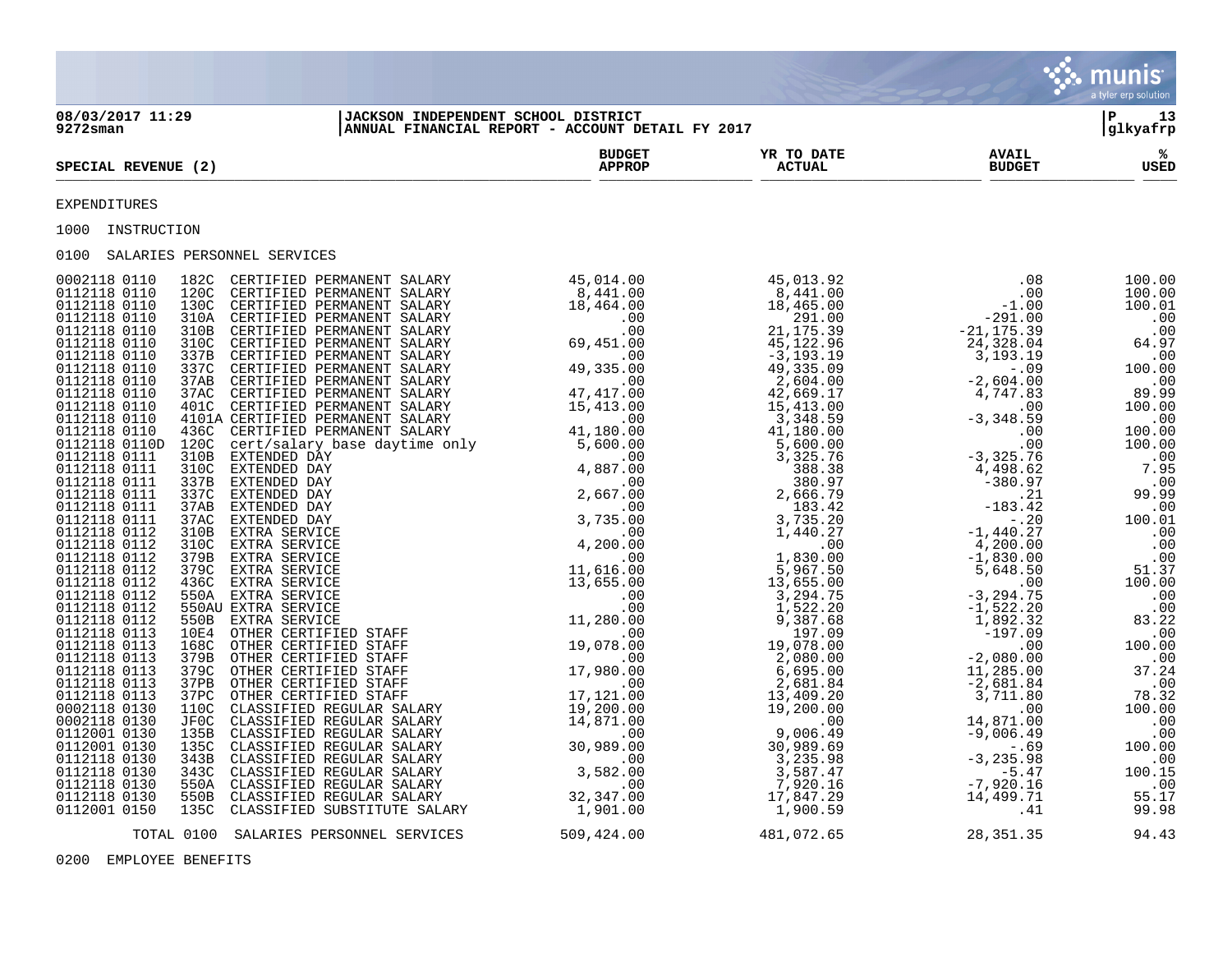08/03/2017 11:29 | JACKSON INDEPENDENT SCHOOL DISTRICT | P 13
9272sman | ANNUAL FINANCIAL REPORT - ACCOUNT DETAIL FY 2017 | glkyafrp

| SPECIAL REVENUE (2) | | | BUDGET APPROP | YR TO DATE ACTUAL | AVAIL BUDGET | % USED |
|---|---|---|---|---|---|---|

EXPENDITURES

1000 INSTRUCTION

0100 SALARIES PERSONNEL SERVICES

| Account | | Description | BUDGET APPROP | YR TO DATE ACTUAL | AVAIL BUDGET | % USED |
|---|---|---|---|---|---|---|
| 0002118 0110 | 182C | CERTIFIED PERMANENT SALARY | 45,014.00 | 45,013.92 | .08 | 100.00 |
| 0112118 0110 | 120C | CERTIFIED PERMANENT SALARY | 8,441.00 | 8,441.00 | .00 | 100.00 |
| 0112118 0110 | 130C | CERTIFIED PERMANENT SALARY | 18,464.00 | 18,465.00 | -1.00 | 100.01 |
| 0112118 0110 | 310A | CERTIFIED PERMANENT SALARY | .00 | 291.00 | -291.00 | .00 |
| 0112118 0110 | 310B | CERTIFIED PERMANENT SALARY | .00 | 21,175.39 | -21,175.39 | .00 |
| 0112118 0110 | 310C | CERTIFIED PERMANENT SALARY | 69,451.00 | 45,122.96 | 24,328.04 | 64.97 |
| 0112118 0110 | 337B | CERTIFIED PERMANENT SALARY | .00 | -3,193.19 | 3,193.19 | .00 |
| 0112118 0110 | 337C | CERTIFIED PERMANENT SALARY | 49,335.00 | 49,335.09 | -.09 | 100.00 |
| 0112118 0110 | 37AB | CERTIFIED PERMANENT SALARY | .00 | 2,604.00 | -2,604.00 | .00 |
| 0112118 0110 | 37AC | CERTIFIED PERMANENT SALARY | 47,417.00 | 42,669.17 | 4,747.83 | 89.99 |
| 0112118 0110 | 401C | CERTIFIED PERMANENT SALARY | 15,413.00 | 15,413.00 | .00 | 100.00 |
| 0112118 0110 | 4101A | CERTIFIED PERMANENT SALARY | .00 | 3,348.59 | -3,348.59 | .00 |
| 0112118 0110 | 436C | CERTIFIED PERMANENT SALARY | 41,180.00 | 41,180.00 | .00 | 100.00 |
| 0112118 0110D | 120C | cert/salary base daytime only | 5,600.00 | 5,600.00 | .00 | 100.00 |
| 0112118 0111 | 310B | EXTENDED DAY | .00 | 3,325.76 | -3,325.76 | .00 |
| 0112118 0111 | 310C | EXTENDED DAY | 4,887.00 | 388.38 | 4,498.62 | 7.95 |
| 0112118 0111 | 337B | EXTENDED DAY | .00 | 380.97 | -380.97 | .00 |
| 0112118 0111 | 337C | EXTENDED DAY | 2,667.00 | 2,666.79 | .21 | 99.99 |
| 0112118 0111 | 37AB | EXTENDED DAY | .00 | 183.42 | -183.42 | .00 |
| 0112118 0111 | 37AC | EXTENDED DAY | 3,735.00 | 3,735.20 | -.20 | 100.01 |
| 0112118 0112 | 310B | EXTRA SERVICE | .00 | 1,440.27 | -1,440.27 | .00 |
| 0112118 0112 | 310C | EXTRA SERVICE | 4,200.00 | .00 | 4,200.00 | .00 |
| 0112118 0112 | 379B | EXTRA SERVICE | .00 | 1,830.00 | -1,830.00 | .00 |
| 0112118 0112 | 379C | EXTRA SERVICE | 11,616.00 | 5,967.50 | 5,648.50 | 51.37 |
| 0112118 0112 | 436C | EXTRA SERVICE | 13,655.00 | 13,655.00 | .00 | 100.00 |
| 0112118 0112 | 550A | EXTRA SERVICE | .00 | 3,294.75 | -3,294.75 | .00 |
| 0112118 0112 | 550AU | EXTRA SERVICE | .00 | 1,522.20 | -1,522.20 | .00 |
| 0112118 0112 | 550B | EXTRA SERVICE | 11,280.00 | 9,387.68 | 1,892.32 | 83.22 |
| 0112118 0113 | 10E4 | OTHER CERTIFIED STAFF | .00 | 197.09 | -197.09 | .00 |
| 0112118 0113 | 168C | OTHER CERTIFIED STAFF | 19,078.00 | 19,078.00 | .00 | 100.00 |
| 0112118 0113 | 379B | OTHER CERTIFIED STAFF | .00 | 2,080.00 | -2,080.00 | .00 |
| 0112118 0113 | 379C | OTHER CERTIFIED STAFF | 17,980.00 | 6,695.00 | 11,285.00 | 37.24 |
| 0112118 0113 | 37PB | OTHER CERTIFIED STAFF | .00 | 2,681.84 | -2,681.84 | .00 |
| 0112118 0113 | 37PC | OTHER CERTIFIED STAFF | 17,121.00 | 13,409.20 | 3,711.80 | 78.32 |
| 0002118 0130 | 110C | CLASSIFIED REGULAR SALARY | 19,200.00 | 19,200.00 | .00 | 100.00 |
| 0002118 0130 | JF0C | CLASSIFIED REGULAR SALARY | 14,871.00 | .00 | 14,871.00 | .00 |
| 0112001 0130 | 135B | CLASSIFIED REGULAR SALARY | .00 | 9,006.49 | -9,006.49 | .00 |
| 0112001 0130 | 135C | CLASSIFIED REGULAR SALARY | 30,989.00 | 30,989.69 | -.69 | 100.00 |
| 0112118 0130 | 343B | CLASSIFIED REGULAR SALARY | .00 | 3,235.98 | -3,235.98 | .00 |
| 0112118 0130 | 343C | CLASSIFIED REGULAR SALARY | 3,582.00 | 3,587.47 | -5.47 | 100.15 |
| 0112118 0130 | 550A | CLASSIFIED REGULAR SALARY | .00 | 7,920.16 | -7,920.16 | .00 |
| 0112118 0130 | 550B | CLASSIFIED REGULAR SALARY | 32,347.00 | 17,847.29 | 14,499.71 | 55.17 |
| 0112001 0150 | 135C | CLASSIFIED SUBSTITUTE SALARY | 1,901.00 | 1,900.59 | .41 | 99.98 |
| | TOTAL 0100 | SALARIES PERSONNEL SERVICES | 509,424.00 | 481,072.65 | 28,351.35 | 94.43 |

0200 EMPLOYEE BENEFITS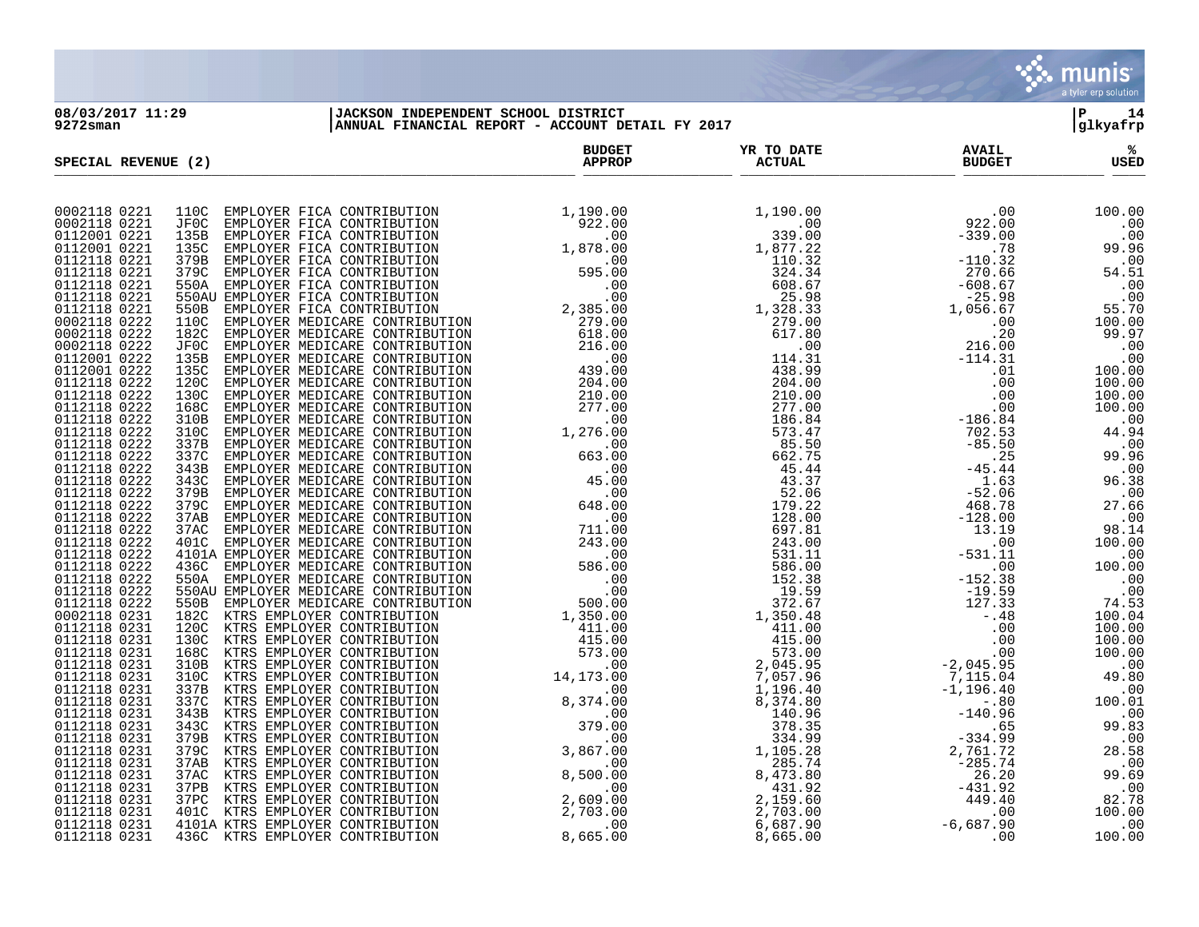**08/03/2017 11:29** | **JACKSON INDEPENDENT SCHOOL DISTRICT**
**9272sman** | **ANNUAL FINANCIAL REPORT - ACCOUNT DETAIL FY 2017**

**P 14**
**glkyafrp**

| SPECIAL REVENUE (2) | | | BUDGET APPROP | YR TO DATE ACTUAL | AVAIL BUDGET | % USED |
|---|---|---|---|---|---|---|
| 0002118 0221 | 110C | EMPLOYER FICA CONTRIBUTION | 1,190.00 | 1,190.00 | .00 | 100.00 |
| 0002118 0221 | JF0C | EMPLOYER FICA CONTRIBUTION | 922.00 | .00 | 922.00 | .00 |
| 0112001 0221 | 135B | EMPLOYER FICA CONTRIBUTION | .00 | 339.00 | -339.00 | .00 |
| 0112001 0221 | 135C | EMPLOYER FICA CONTRIBUTION | 1,878.00 | 1,877.22 | .78 | 99.96 |
| 0112118 0221 | 379B | EMPLOYER FICA CONTRIBUTION | .00 | 110.32 | -110.32 | .00 |
| 0112118 0221 | 379C | EMPLOYER FICA CONTRIBUTION | 595.00 | 324.34 | 270.66 | 54.51 |
| 0112118 0221 | 550A | EMPLOYER FICA CONTRIBUTION | .00 | 608.67 | -608.67 | .00 |
| 0112118 0221 | 550AU | EMPLOYER FICA CONTRIBUTION | .00 | 25.98 | -25.98 | .00 |
| 0112118 0221 | 550B | EMPLOYER FICA CONTRIBUTION | 2,385.00 | 1,328.33 | 1,056.67 | 55.70 |
| 0002118 0222 | 110C | EMPLOYER MEDICARE CONTRIBUTION | 279.00 | 279.00 | .00 | 100.00 |
| 0002118 0222 | 182C | EMPLOYER MEDICARE CONTRIBUTION | 618.00 | 617.80 | .20 | 99.97 |
| 0002118 0222 | JF0C | EMPLOYER MEDICARE CONTRIBUTION | 216.00 | .00 | 216.00 | .00 |
| 0112001 0222 | 135B | EMPLOYER MEDICARE CONTRIBUTION | .00 | 114.31 | -114.31 | .00 |
| 0112001 0222 | 135C | EMPLOYER MEDICARE CONTRIBUTION | 439.00 | 438.99 | .01 | 100.00 |
| 0112118 0222 | 120C | EMPLOYER MEDICARE CONTRIBUTION | 204.00 | 204.00 | .00 | 100.00 |
| 0112118 0222 | 130C | EMPLOYER MEDICARE CONTRIBUTION | 210.00 | 210.00 | .00 | 100.00 |
| 0112118 0222 | 168C | EMPLOYER MEDICARE CONTRIBUTION | 277.00 | 277.00 | .00 | 100.00 |
| 0112118 0222 | 310B | EMPLOYER MEDICARE CONTRIBUTION | .00 | 186.84 | -186.84 | .00 |
| 0112118 0222 | 310C | EMPLOYER MEDICARE CONTRIBUTION | 1,276.00 | 573.47 | 702.53 | 44.94 |
| 0112118 0222 | 337B | EMPLOYER MEDICARE CONTRIBUTION | .00 | 85.50 | -85.50 | .00 |
| 0112118 0222 | 337C | EMPLOYER MEDICARE CONTRIBUTION | 663.00 | 662.75 | .25 | 99.96 |
| 0112118 0222 | 343B | EMPLOYER MEDICARE CONTRIBUTION | .00 | 45.44 | -45.44 | .00 |
| 0112118 0222 | 343C | EMPLOYER MEDICARE CONTRIBUTION | 45.00 | 43.37 | 1.63 | 96.38 |
| 0112118 0222 | 379B | EMPLOYER MEDICARE CONTRIBUTION | .00 | 52.06 | -52.06 | .00 |
| 0112118 0222 | 379C | EMPLOYER MEDICARE CONTRIBUTION | 648.00 | 179.22 | 468.78 | 27.66 |
| 0112118 0222 | 37AB | EMPLOYER MEDICARE CONTRIBUTION | .00 | 128.00 | -128.00 | .00 |
| 0112118 0222 | 37AC | EMPLOYER MEDICARE CONTRIBUTION | 711.00 | 697.81 | 13.19 | 98.14 |
| 0112118 0222 | 401C | EMPLOYER MEDICARE CONTRIBUTION | 243.00 | 243.00 | .00 | 100.00 |
| 0112118 0222 | 4101A | EMPLOYER MEDICARE CONTRIBUTION | .00 | 531.11 | -531.11 | .00 |
| 0112118 0222 | 436C | EMPLOYER MEDICARE CONTRIBUTION | 586.00 | 586.00 | .00 | 100.00 |
| 0112118 0222 | 550A | EMPLOYER MEDICARE CONTRIBUTION | .00 | 152.38 | -152.38 | .00 |
| 0112118 0222 | 550AU | EMPLOYER MEDICARE CONTRIBUTION | .00 | 19.59 | -19.59 | .00 |
| 0112118 0222 | 550B | EMPLOYER MEDICARE CONTRIBUTION | 500.00 | 372.67 | 127.33 | 74.53 |
| 0002118 0231 | 182C | KTRS EMPLOYER CONTRIBUTION | 1,350.00 | 1,350.48 | -.48 | 100.04 |
| 0112118 0231 | 120C | KTRS EMPLOYER CONTRIBUTION | 411.00 | 411.00 | .00 | 100.00 |
| 0112118 0231 | 130C | KTRS EMPLOYER CONTRIBUTION | 415.00 | 415.00 | .00 | 100.00 |
| 0112118 0231 | 168C | KTRS EMPLOYER CONTRIBUTION | 573.00 | 573.00 | .00 | 100.00 |
| 0112118 0231 | 310B | KTRS EMPLOYER CONTRIBUTION | .00 | 2,045.95 | -2,045.95 | .00 |
| 0112118 0231 | 310C | KTRS EMPLOYER CONTRIBUTION | 14,173.00 | 7,057.96 | 7,115.04 | 49.80 |
| 0112118 0231 | 337B | KTRS EMPLOYER CONTRIBUTION | .00 | 1,196.40 | -1,196.40 | .00 |
| 0112118 0231 | 337C | KTRS EMPLOYER CONTRIBUTION | 8,374.00 | 8,374.80 | -.80 | 100.01 |
| 0112118 0231 | 343B | KTRS EMPLOYER CONTRIBUTION | .00 | 140.96 | -140.96 | .00 |
| 0112118 0231 | 343C | KTRS EMPLOYER CONTRIBUTION | 379.00 | 378.35 | .65 | 99.83 |
| 0112118 0231 | 379B | KTRS EMPLOYER CONTRIBUTION | .00 | 334.99 | -334.99 | .00 |
| 0112118 0231 | 379C | KTRS EMPLOYER CONTRIBUTION | 3,867.00 | 1,105.28 | 2,761.72 | 28.58 |
| 0112118 0231 | 37AB | KTRS EMPLOYER CONTRIBUTION | .00 | 285.74 | -285.74 | .00 |
| 0112118 0231 | 37AC | KTRS EMPLOYER CONTRIBUTION | 8,500.00 | 8,473.80 | 26.20 | 99.69 |
| 0112118 0231 | 37PB | KTRS EMPLOYER CONTRIBUTION | .00 | 431.92 | -431.92 | .00 |
| 0112118 0231 | 37PC | KTRS EMPLOYER CONTRIBUTION | 2,609.00 | 2,159.60 | 449.40 | 82.78 |
| 0112118 0231 | 401C | KTRS EMPLOYER CONTRIBUTION | 2,703.00 | 2,703.00 | .00 | 100.00 |
| 0112118 0231 | 4101A | KTRS EMPLOYER CONTRIBUTION | .00 | 6,687.90 | -6,687.90 | .00 |
| 0112118 0231 | 436C | KTRS EMPLOYER CONTRIBUTION | 8,665.00 | 8,665.00 | .00 | 100.00 |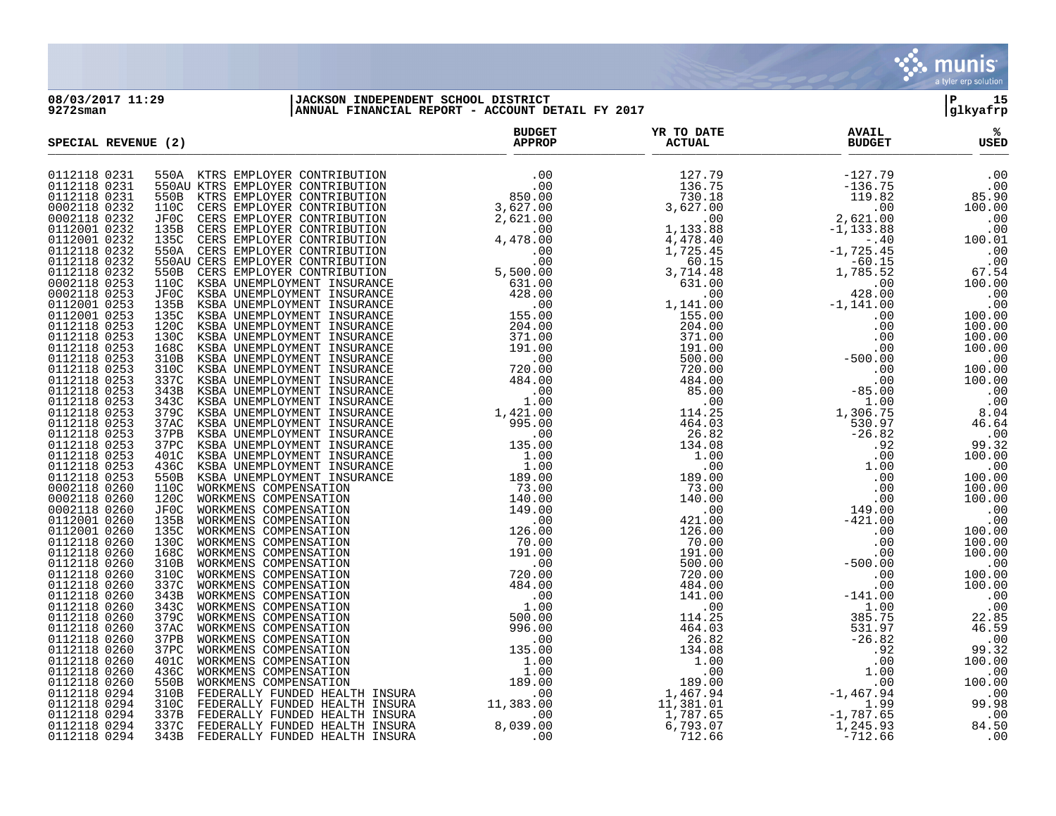**08/03/2017 11:29** | **JACKSON INDEPENDENT SCHOOL DISTRICT**
**9272sman** | **ANNUAL FINANCIAL REPORT - ACCOUNT DETAIL FY 2017**

## SPECIAL REVENUE (2)

| Account | | Description | BUDGET APPROP | YR TO DATE ACTUAL | AVAIL BUDGET | % USED |
|---|---|---|---|---|---|---|
| 0112118 0231 | 550A | KTRS EMPLOYER CONTRIBUTION | .00 | 127.79 | -127.79 | .00 |
| 0112118 0231 | 550AU | KTRS EMPLOYER CONTRIBUTION | .00 | 136.75 | -136.75 | .00 |
| 0112118 0231 | 550B | KTRS EMPLOYER CONTRIBUTION | 850.00 | 730.18 | 119.82 | 85.90 |
| 0002118 0232 | 110C | CERS EMPLOYER CONTRIBUTION | 3,627.00 | 3,627.00 | .00 | 100.00 |
| 0002118 0232 | JF0C | CERS EMPLOYER CONTRIBUTION | 2,621.00 | .00 | 2,621.00 | .00 |
| 0112001 0232 | 135B | CERS EMPLOYER CONTRIBUTION | .00 | 1,133.88 | -1,133.88 | .00 |
| 0112001 0232 | 135C | CERS EMPLOYER CONTRIBUTION | 4,478.00 | 4,478.40 | -.40 | 100.01 |
| 0112118 0232 | 550A | CERS EMPLOYER CONTRIBUTION | .00 | 1,725.45 | -1,725.45 | .00 |
| 0112118 0232 | 550AU | CERS EMPLOYER CONTRIBUTION | .00 | 60.15 | -60.15 | .00 |
| 0112118 0232 | 550B | CERS EMPLOYER CONTRIBUTION | 5,500.00 | 3,714.48 | 1,785.52 | 67.54 |
| 0002118 0253 | 110C | KSBA UNEMPLOYMENT INSURANCE | 631.00 | 631.00 | .00 | 100.00 |
| 0002118 0253 | JF0C | KSBA UNEMPLOYMENT INSURANCE | 428.00 | .00 | 428.00 | .00 |
| 0112001 0253 | 135B | KSBA UNEMPLOYMENT INSURANCE | .00 | 1,141.00 | -1,141.00 | .00 |
| 0112001 0253 | 135C | KSBA UNEMPLOYMENT INSURANCE | 155.00 | 155.00 | .00 | 100.00 |
| 0112118 0253 | 120C | KSBA UNEMPLOYMENT INSURANCE | 204.00 | 204.00 | .00 | 100.00 |
| 0112118 0253 | 130C | KSBA UNEMPLOYMENT INSURANCE | 371.00 | 371.00 | .00 | 100.00 |
| 0112118 0253 | 168C | KSBA UNEMPLOYMENT INSURANCE | 191.00 | 191.00 | .00 | 100.00 |
| 0112118 0253 | 310B | KSBA UNEMPLOYMENT INSURANCE | .00 | 500.00 | -500.00 | .00 |
| 0112118 0253 | 310C | KSBA UNEMPLOYMENT INSURANCE | 720.00 | 720.00 | .00 | 100.00 |
| 0112118 0253 | 337C | KSBA UNEMPLOYMENT INSURANCE | 484.00 | 484.00 | .00 | 100.00 |
| 0112118 0253 | 343B | KSBA UNEMPLOYMENT INSURANCE | .00 | 85.00 | -85.00 | .00 |
| 0112118 0253 | 343C | KSBA UNEMPLOYMENT INSURANCE | 1.00 | .00 | 1.00 | .00 |
| 0112118 0253 | 379C | KSBA UNEMPLOYMENT INSURANCE | 1,421.00 | 114.25 | 1,306.75 | 8.04 |
| 0112118 0253 | 37AC | KSBA UNEMPLOYMENT INSURANCE | 995.00 | 464.03 | 530.97 | 46.64 |
| 0112118 0253 | 37PB | KSBA UNEMPLOYMENT INSURANCE | .00 | 26.82 | -26.82 | .00 |
| 0112118 0253 | 37PC | KSBA UNEMPLOYMENT INSURANCE | 135.00 | 134.08 | .92 | 99.32 |
| 0112118 0253 | 401C | KSBA UNEMPLOYMENT INSURANCE | 1.00 | 1.00 | .00 | 100.00 |
| 0112118 0253 | 436C | KSBA UNEMPLOYMENT INSURANCE | 1.00 | .00 | 1.00 | .00 |
| 0112118 0253 | 550B | KSBA UNEMPLOYMENT INSURANCE | 189.00 | 189.00 | .00 | 100.00 |
| 0002118 0260 | 110C | WORKMENS COMPENSATION | 73.00 | 73.00 | .00 | 100.00 |
| 0002118 0260 | 120C | WORKMENS COMPENSATION | 140.00 | 140.00 | .00 | 100.00 |
| 0002118 0260 | JF0C | WORKMENS COMPENSATION | 149.00 | .00 | 149.00 | .00 |
| 0112001 0260 | 135B | WORKMENS COMPENSATION | .00 | 421.00 | -421.00 | .00 |
| 0112001 0260 | 135C | WORKMENS COMPENSATION | 126.00 | 126.00 | .00 | 100.00 |
| 0112118 0260 | 130C | WORKMENS COMPENSATION | 70.00 | 70.00 | .00 | 100.00 |
| 0112118 0260 | 168C | WORKMENS COMPENSATION | 191.00 | 191.00 | .00 | 100.00 |
| 0112118 0260 | 310B | WORKMENS COMPENSATION | .00 | 500.00 | -500.00 | .00 |
| 0112118 0260 | 310C | WORKMENS COMPENSATION | 720.00 | 720.00 | .00 | 100.00 |
| 0112118 0260 | 337C | WORKMENS COMPENSATION | 484.00 | 484.00 | .00 | 100.00 |
| 0112118 0260 | 343B | WORKMENS COMPENSATION | .00 | 141.00 | -141.00 | .00 |
| 0112118 0260 | 343C | WORKMENS COMPENSATION | 1.00 | .00 | 1.00 | .00 |
| 0112118 0260 | 379C | WORKMENS COMPENSATION | 500.00 | 114.25 | 385.75 | 22.85 |
| 0112118 0260 | 37AC | WORKMENS COMPENSATION | 996.00 | 464.03 | 531.97 | 46.59 |
| 0112118 0260 | 37PB | WORKMENS COMPENSATION | .00 | 26.82 | -26.82 | .00 |
| 0112118 0260 | 37PC | WORKMENS COMPENSATION | 135.00 | 134.08 | .92 | 99.32 |
| 0112118 0260 | 401C | WORKMENS COMPENSATION | 1.00 | 1.00 | .00 | 100.00 |
| 0112118 0260 | 436C | WORKMENS COMPENSATION | 1.00 | .00 | 1.00 | .00 |
| 0112118 0260 | 550B | WORKMENS COMPENSATION | 189.00 | 189.00 | .00 | 100.00 |
| 0112118 0294 | 310B | FEDERALLY FUNDED HEALTH INSURA | .00 | 1,467.94 | -1,467.94 | .00 |
| 0112118 0294 | 310C | FEDERALLY FUNDED HEALTH INSURA | 11,383.00 | 11,381.01 | 1.99 | 99.98 |
| 0112118 0294 | 337B | FEDERALLY FUNDED HEALTH INSURA | .00 | 1,787.65 | -1,787.65 | .00 |
| 0112118 0294 | 337C | FEDERALLY FUNDED HEALTH INSURA | 8,039.00 | 6,793.07 | 1,245.93 | 84.50 |
| 0112118 0294 | 343B | FEDERALLY FUNDED HEALTH INSURA | .00 | 712.66 | -712.66 | .00 |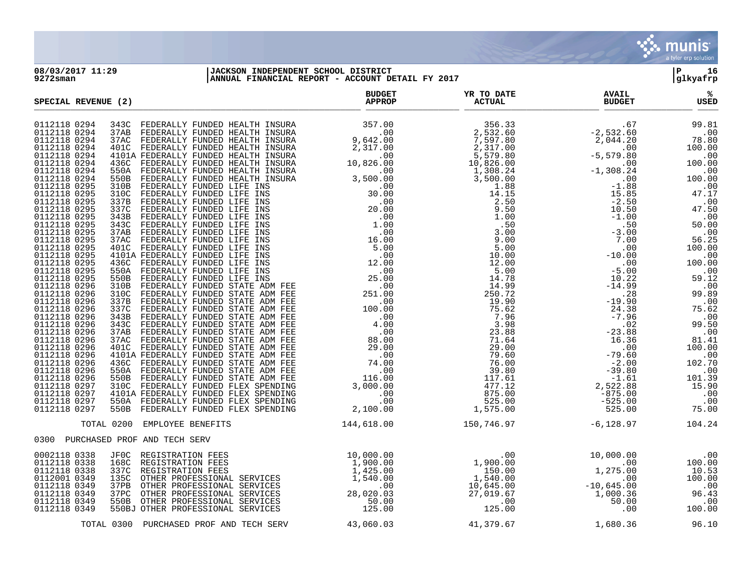08/03/2017 11:29 | JACKSON INDEPENDENT SCHOOL DISTRICT | P 16
9272sman | ANNUAL FINANCIAL REPORT - ACCOUNT DETAIL FY 2017 | glkyafrp

## SPECIAL REVENUE (2)

| Account | | | Description | BUDGET APPROP | YR TO DATE ACTUAL | AVAIL BUDGET | % USED |
|---|---|---|---|---|---|---|---|
| 0112118 | 0294 | 343C | FEDERALLY FUNDED HEALTH INSURA | 357.00 | 356.33 | .67 | 99.81 |
| 0112118 | 0294 | 37AB | FEDERALLY FUNDED HEALTH INSURA | .00 | 2,532.60 | -2,532.60 | .00 |
| 0112118 | 0294 | 37AC | FEDERALLY FUNDED HEALTH INSURA | 9,642.00 | 7,597.80 | 2,044.20 | 78.80 |
| 0112118 | 0294 | 401C | FEDERALLY FUNDED HEALTH INSURA | 2,317.00 | 2,317.00 | .00 | 100.00 |
| 0112118 | 0294 | 4101A | FEDERALLY FUNDED HEALTH INSURA | .00 | 5,579.80 | -5,579.80 | .00 |
| 0112118 | 0294 | 436C | FEDERALLY FUNDED HEALTH INSURA | 10,826.00 | 10,826.00 | .00 | 100.00 |
| 0112118 | 0294 | 550A | FEDERALLY FUNDED HEALTH INSURA | .00 | 1,308.24 | -1,308.24 | .00 |
| 0112118 | 0294 | 550B | FEDERALLY FUNDED HEALTH INSURA | 3,500.00 | 3,500.00 | .00 | 100.00 |
| 0112118 | 0295 | 310B | FEDERALLY FUNDED LIFE INS | .00 | 1.88 | -1.88 | .00 |
| 0112118 | 0295 | 310C | FEDERALLY FUNDED LIFE INS | 30.00 | 14.15 | 15.85 | 47.17 |
| 0112118 | 0295 | 337B | FEDERALLY FUNDED LIFE INS | .00 | 2.50 | -2.50 | .00 |
| 0112118 | 0295 | 337C | FEDERALLY FUNDED LIFE INS | 20.00 | 9.50 | 10.50 | 47.50 |
| 0112118 | 0295 | 343B | FEDERALLY FUNDED LIFE INS | .00 | 1.00 | -1.00 | .00 |
| 0112118 | 0295 | 343C | FEDERALLY FUNDED LIFE INS | 1.00 | .50 | .50 | 50.00 |
| 0112118 | 0295 | 37AB | FEDERALLY FUNDED LIFE INS | .00 | 3.00 | -3.00 | .00 |
| 0112118 | 0295 | 37AC | FEDERALLY FUNDED LIFE INS | 16.00 | 9.00 | 7.00 | 56.25 |
| 0112118 | 0295 | 401C | FEDERALLY FUNDED LIFE INS | 5.00 | 5.00 | .00 | 100.00 |
| 0112118 | 0295 | 4101A | FEDERALLY FUNDED LIFE INS | .00 | 10.00 | -10.00 | .00 |
| 0112118 | 0295 | 436C | FEDERALLY FUNDED LIFE INS | 12.00 | 12.00 | .00 | 100.00 |
| 0112118 | 0295 | 550A | FEDERALLY FUNDED LIFE INS | .00 | 5.00 | -5.00 | .00 |
| 0112118 | 0295 | 550B | FEDERALLY FUNDED LIFE INS | 25.00 | 14.78 | 10.22 | 59.12 |
| 0112118 | 0296 | 310B | FEDERALLY FUNDED STATE ADM FEE | .00 | 14.99 | -14.99 | .00 |
| 0112118 | 0296 | 310C | FEDERALLY FUNDED STATE ADM FEE | 251.00 | 250.72 | .28 | 99.89 |
| 0112118 | 0296 | 337B | FEDERALLY FUNDED STATE ADM FEE | .00 | 19.90 | -19.90 | .00 |
| 0112118 | 0296 | 337C | FEDERALLY FUNDED STATE ADM FEE | 100.00 | 75.62 | 24.38 | 75.62 |
| 0112118 | 0296 | 343B | FEDERALLY FUNDED STATE ADM FEE | .00 | 7.96 | -7.96 | .00 |
| 0112118 | 0296 | 343C | FEDERALLY FUNDED STATE ADM FEE | 4.00 | 3.98 | .02 | 99.50 |
| 0112118 | 0296 | 37AB | FEDERALLY FUNDED STATE ADM FEE | .00 | 23.88 | -23.88 | .00 |
| 0112118 | 0296 | 37AC | FEDERALLY FUNDED STATE ADM FEE | 88.00 | 71.64 | 16.36 | 81.41 |
| 0112118 | 0296 | 401C | FEDERALLY FUNDED STATE ADM FEE | 29.00 | 29.00 | .00 | 100.00 |
| 0112118 | 0296 | 4101A | FEDERALLY FUNDED STATE ADM FEE | .00 | 79.60 | -79.60 | .00 |
| 0112118 | 0296 | 436C | FEDERALLY FUNDED STATE ADM FEE | 74.00 | 76.00 | -2.00 | 102.70 |
| 0112118 | 0296 | 550A | FEDERALLY FUNDED STATE ADM FEE | .00 | 39.80 | -39.80 | .00 |
| 0112118 | 0296 | 550B | FEDERALLY FUNDED STATE ADM FEE | 116.00 | 117.61 | -1.61 | 101.39 |
| 0112118 | 0297 | 310C | FEDERALLY FUNDED FLEX SPENDING | 3,000.00 | 477.12 | 2,522.88 | 15.90 |
| 0112118 | 0297 | 4101A | FEDERALLY FUNDED FLEX SPENDING | .00 | 875.00 | -875.00 | .00 |
| 0112118 | 0297 | 550A | FEDERALLY FUNDED FLEX SPENDING | .00 | 525.00 | -525.00 | .00 |
| 0112118 | 0297 | 550B | FEDERALLY FUNDED FLEX SPENDING | 2,100.00 | 1,575.00 | 525.00 | 75.00 |
| | TOTAL 0200 | | EMPLOYEE BENEFITS | 144,618.00 | 150,746.97 | -6,128.97 | 104.24 |
| 0300 | | | PURCHASED PROF AND TECH SERV | | | | |
| 0002118 | 0338 | JF0C | REGISTRATION FEES | 10,000.00 | .00 | 10,000.00 | .00 |
| 0112118 | 0338 | 168C | REGISTRATION FEES | 1,900.00 | 1,900.00 | .00 | 100.00 |
| 0112118 | 0338 | 337C | REGISTRATION FEES | 1,425.00 | 150.00 | 1,275.00 | 10.53 |
| 0112001 | 0349 | 135C | OTHER PROFESSIONAL SERVICES | 1,540.00 | 1,540.00 | .00 | 100.00 |
| 0112118 | 0349 | 37PB | OTHER PROFESSIONAL SERVICES | .00 | 10,645.00 | -10,645.00 | .00 |
| 0112118 | 0349 | 37PC | OTHER PROFESSIONAL SERVICES | 28,020.03 | 27,019.67 | 1,000.36 | 96.43 |
| 0112118 | 0349 | 550B | OTHER PROFESSIONAL SERVICES | 50.00 | .00 | 50.00 | .00 |
| 0112118 | 0349 | 550BJ | OTHER PROFESSIONAL SERVICES | 125.00 | 125.00 | .00 | 100.00 |
| | TOTAL 0300 | | PURCHASED PROF AND TECH SERV | 43,060.03 | 41,379.67 | 1,680.36 | 96.10 |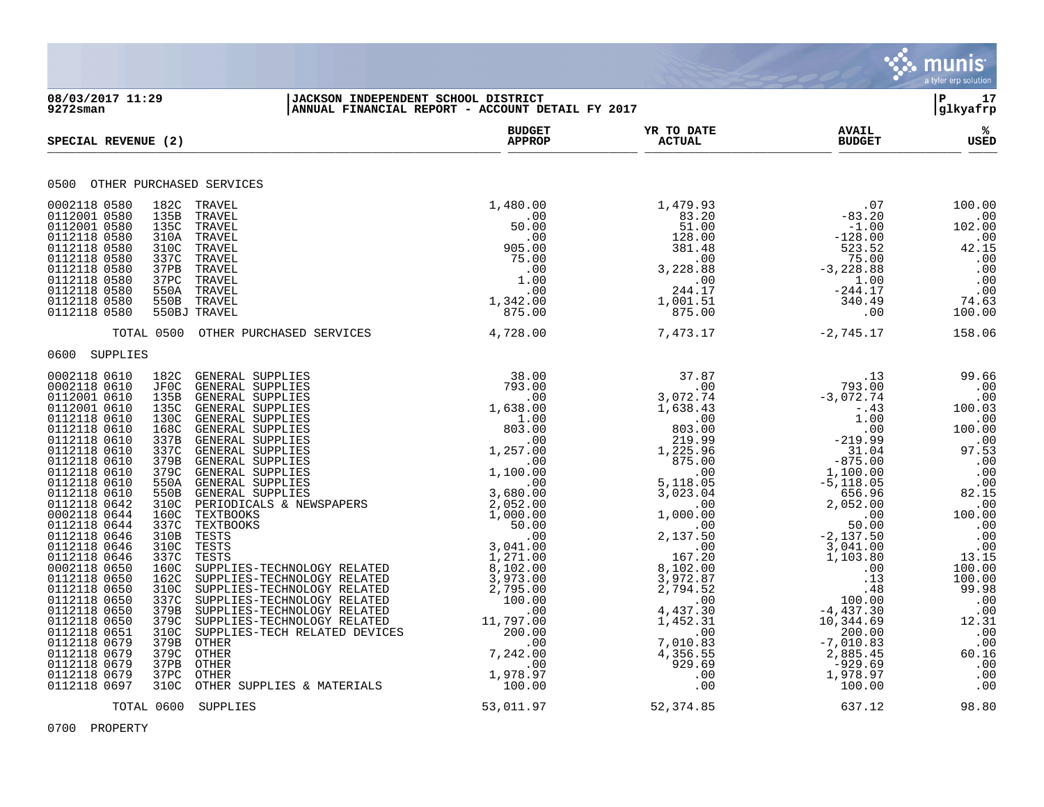**08/03/2017 11:29** | **JACKSON INDEPENDENT SCHOOL DISTRICT** | **P 17**
**9272sman** | **ANNUAL FINANCIAL REPORT - ACCOUNT DETAIL FY 2017** | **glkyafrp**

| SPECIAL REVENUE (2) | | | BUDGET APPROP | YR TO DATE ACTUAL | AVAIL BUDGET | % USED |
|---|---|---|---|---|---|---|
| **0500 OTHER PURCHASED SERVICES** | | | | | | |
| 0002118 0580 | 182C | TRAVEL | 1,480.00 | 1,479.93 | .07 | 100.00 |
| 0112001 0580 | 135B | TRAVEL | .00 | 83.20 | -83.20 | .00 |
| 0112001 0580 | 135C | TRAVEL | 50.00 | 51.00 | -1.00 | 102.00 |
| 0112118 0580 | 310A | TRAVEL | .00 | 128.00 | -128.00 | .00 |
| 0112118 0580 | 310C | TRAVEL | 905.00 | 381.48 | 523.52 | 42.15 |
| 0112118 0580 | 337C | TRAVEL | 75.00 | .00 | 75.00 | .00 |
| 0112118 0580 | 37PB | TRAVEL | .00 | 3,228.88 | -3,228.88 | .00 |
| 0112118 0580 | 37PC | TRAVEL | 1.00 | .00 | 1.00 | .00 |
| 0112118 0580 | 550A | TRAVEL | .00 | 244.17 | -244.17 | .00 |
| 0112118 0580 | 550B | TRAVEL | 1,342.00 | 1,001.51 | 340.49 | 74.63 |
| 0112118 0580 | 550BJ | TRAVEL | 875.00 | 875.00 | .00 | 100.00 |
| TOTAL 0500 | | OTHER PURCHASED SERVICES | 4,728.00 | 7,473.17 | -2,745.17 | 158.06 |
| **0600 SUPPLIES** | | | | | | |
| 0002118 0610 | 182C | GENERAL SUPPLIES | 38.00 | 37.87 | .13 | 99.66 |
| 0002118 0610 | JF0C | GENERAL SUPPLIES | 793.00 | .00 | 793.00 | .00 |
| 0112001 0610 | 135B | GENERAL SUPPLIES | .00 | 3,072.74 | -3,072.74 | .00 |
| 0112001 0610 | 135C | GENERAL SUPPLIES | 1,638.00 | 1,638.43 | -.43 | 100.03 |
| 0112118 0610 | 130C | GENERAL SUPPLIES | 1.00 | .00 | 1.00 | .00 |
| 0112118 0610 | 168C | GENERAL SUPPLIES | 803.00 | 803.00 | .00 | 100.00 |
| 0112118 0610 | 337B | GENERAL SUPPLIES | .00 | 219.99 | -219.99 | .00 |
| 0112118 0610 | 337C | GENERAL SUPPLIES | 1,257.00 | 1,225.96 | 31.04 | 97.53 |
| 0112118 0610 | 379B | GENERAL SUPPLIES | .00 | 875.00 | -875.00 | .00 |
| 0112118 0610 | 379C | GENERAL SUPPLIES | 1,100.00 | .00 | 1,100.00 | .00 |
| 0112118 0610 | 550A | GENERAL SUPPLIES | .00 | 5,118.05 | -5,118.05 | .00 |
| 0112118 0610 | 550B | GENERAL SUPPLIES | 3,680.00 | 3,023.04 | 656.96 | 82.15 |
| 0112118 0642 | 310C | PERIODICALS & NEWSPAPERS | 2,052.00 | .00 | 2,052.00 | .00 |
| 0002118 0644 | 160C | TEXTBOOKS | 1,000.00 | 1,000.00 | .00 | 100.00 |
| 0112118 0644 | 337C | TEXTBOOKS | 50.00 | .00 | 50.00 | .00 |
| 0112118 0646 | 310B | TESTS | .00 | 2,137.50 | -2,137.50 | .00 |
| 0112118 0646 | 310C | TESTS | 3,041.00 | .00 | 3,041.00 | .00 |
| 0112118 0646 | 337C | TESTS | 1,271.00 | 167.20 | 1,103.80 | 13.15 |
| 0002118 0650 | 160C | SUPPLIES-TECHNOLOGY RELATED | 8,102.00 | 8,102.00 | .00 | 100.00 |
| 0112118 0650 | 162C | SUPPLIES-TECHNOLOGY RELATED | 3,973.00 | 3,972.87 | .13 | 100.00 |
| 0112118 0650 | 310C | SUPPLIES-TECHNOLOGY RELATED | 2,795.00 | 2,794.52 | .48 | 99.98 |
| 0112118 0650 | 337C | SUPPLIES-TECHNOLOGY RELATED | 100.00 | .00 | 100.00 | .00 |
| 0112118 0650 | 379B | SUPPLIES-TECHNOLOGY RELATED | .00 | 4,437.30 | -4,437.30 | .00 |
| 0112118 0650 | 379C | SUPPLIES-TECHNOLOGY RELATED | 11,797.00 | 1,452.31 | 10,344.69 | 12.31 |
| 0112118 0651 | 310C | SUPPLIES-TECH RELATED DEVICES | 200.00 | .00 | 200.00 | .00 |
| 0112118 0679 | 379B | OTHER | .00 | 7,010.83 | -7,010.83 | .00 |
| 0112118 0679 | 379C | OTHER | 7,242.00 | 4,356.55 | 2,885.45 | 60.16 |
| 0112118 0679 | 37PB | OTHER | .00 | 929.69 | -929.69 | .00 |
| 0112118 0679 | 37PC | OTHER | 1,978.97 | .00 | 1,978.97 | .00 |
| 0112118 0697 | 310C | OTHER SUPPLIES & MATERIALS | 100.00 | .00 | 100.00 | .00 |
| TOTAL 0600 | | SUPPLIES | 53,011.97 | 52,374.85 | 637.12 | 98.80 |
| **0700 PROPERTY** | | | | | | |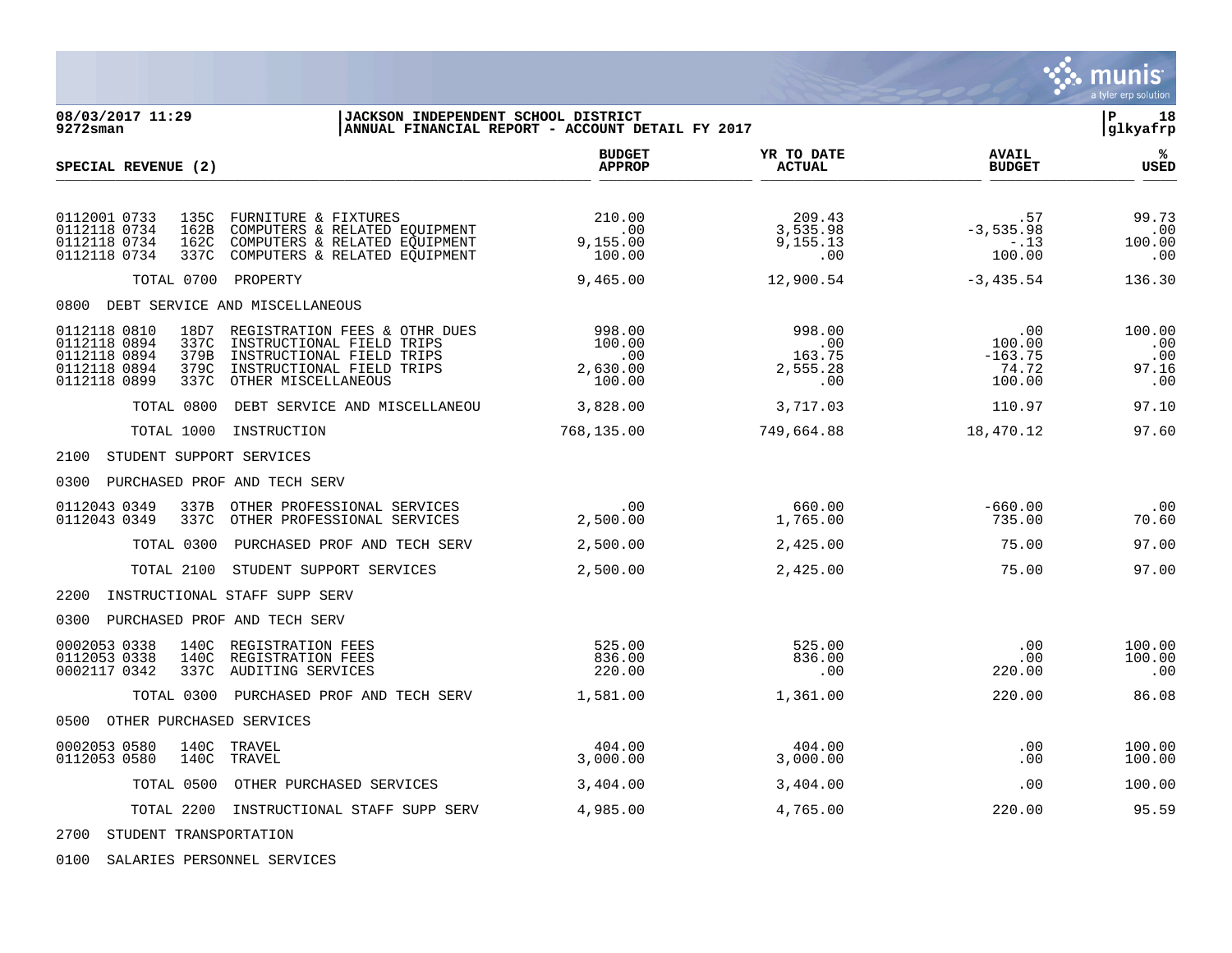**08/03/2017 11:29**
**9272sman**

**JACKSON INDEPENDENT SCHOOL DISTRICT**
**ANNUAL FINANCIAL REPORT - ACCOUNT DETAIL FY 2017**

**P 18**
**glkyafrp**

| SPECIAL REVENUE (2) | | | BUDGET APPROP | YR TO DATE ACTUAL | AVAIL BUDGET | % USED |
|---|---|---|---|---|---|---|
| 0112001 0733 | 135C | FURNITURE & FIXTURES | 210.00 | 209.43 | .57 | 99.73 |
| 0112118 0734 | 162B | COMPUTERS & RELATED EQUIPMENT | .00 | 3,535.98 | -3,535.98 | .00 |
| 0112118 0734 | 162C | COMPUTERS & RELATED EQUIPMENT | 9,155.00 | 9,155.13 | -.13 | 100.00 |
| 0112118 0734 | 337C | COMPUTERS & RELATED EQUIPMENT | 100.00 | .00 | 100.00 | .00 |
| | TOTAL 0700 | PROPERTY | 9,465.00 | 12,900.54 | -3,435.54 | 136.30 |
| 0800 DEBT SERVICE AND MISCELLANEOUS | | | | | | |
| 0112118 0810 | 18D7 | REGISTRATION FEES & OTHR DUES | 998.00 | 998.00 | .00 | 100.00 |
| 0112118 0894 | 337C | INSTRUCTIONAL FIELD TRIPS | 100.00 | .00 | 100.00 | .00 |
| 0112118 0894 | 379B | INSTRUCTIONAL FIELD TRIPS | .00 | 163.75 | -163.75 | .00 |
| 0112118 0894 | 379C | INSTRUCTIONAL FIELD TRIPS | 2,630.00 | 2,555.28 | 74.72 | 97.16 |
| 0112118 0899 | 337C | OTHER MISCELLANEOUS | 100.00 | .00 | 100.00 | .00 |
| | TOTAL 0800 | DEBT SERVICE AND MISCELLANEOU | 3,828.00 | 3,717.03 | 110.97 | 97.10 |
| | TOTAL 1000 | INSTRUCTION | 768,135.00 | 749,664.88 | 18,470.12 | 97.60 |
| 2100 STUDENT SUPPORT SERVICES | | | | | | |
| 0300 PURCHASED PROF AND TECH SERV | | | | | | |
| 0112043 0349 | 337B | OTHER PROFESSIONAL SERVICES | .00 | 660.00 | -660.00 | .00 |
| 0112043 0349 | 337C | OTHER PROFESSIONAL SERVICES | 2,500.00 | 1,765.00 | 735.00 | 70.60 |
| | TOTAL 0300 | PURCHASED PROF AND TECH SERV | 2,500.00 | 2,425.00 | 75.00 | 97.00 |
| | TOTAL 2100 | STUDENT SUPPORT SERVICES | 2,500.00 | 2,425.00 | 75.00 | 97.00 |
| 2200 INSTRUCTIONAL STAFF SUPP SERV | | | | | | |
| 0300 PURCHASED PROF AND TECH SERV | | | | | | |
| 0002053 0338 | 140C | REGISTRATION FEES | 525.00 | 525.00 | .00 | 100.00 |
| 0112053 0338 | 140C | REGISTRATION FEES | 836.00 | 836.00 | .00 | 100.00 |
| 0002117 0342 | 337C | AUDITING SERVICES | 220.00 | .00 | 220.00 | .00 |
| | TOTAL 0300 | PURCHASED PROF AND TECH SERV | 1,581.00 | 1,361.00 | 220.00 | 86.08 |
| 0500 OTHER PURCHASED SERVICES | | | | | | |
| 0002053 0580 | 140C | TRAVEL | 404.00 | 404.00 | .00 | 100.00 |
| 0112053 0580 | 140C | TRAVEL | 3,000.00 | 3,000.00 | .00 | 100.00 |
| | TOTAL 0500 | OTHER PURCHASED SERVICES | 3,404.00 | 3,404.00 | .00 | 100.00 |
| | TOTAL 2200 | INSTRUCTIONAL STAFF SUPP SERV | 4,985.00 | 4,765.00 | 220.00 | 95.59 |
| 2700 STUDENT TRANSPORTATION | | | | | | |
| 0100 SALARIES PERSONNEL SERVICES | | | | | | |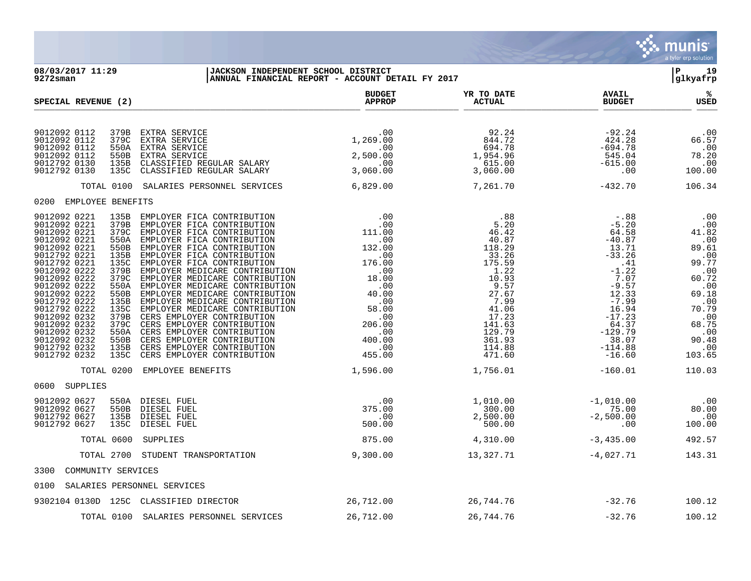**08/03/2017 11:29** | **JACKSON INDEPENDENT SCHOOL DISTRICT**
**9272sman** | **ANNUAL FINANCIAL REPORT - ACCOUNT DETAIL FY 2017**

| SPECIAL REVENUE (2) | BUDGET APPROP | YR TO DATE ACTUAL | AVAIL BUDGET | % USED |
|---|---|---|---|---|
| 9012092 0112 379B EXTRA SERVICE | .00 | 92.24 | -92.24 | .00 |
| 9012092 0112 379C EXTRA SERVICE | 1,269.00 | 844.72 | 424.28 | 66.57 |
| 9012092 0112 550A EXTRA SERVICE | .00 | 694.78 | -694.78 | .00 |
| 9012092 0112 550B EXTRA SERVICE | 2,500.00 | 1,954.96 | 545.04 | 78.20 |
| 9012792 0130 135B CLASSIFIED REGULAR SALARY | .00 | 615.00 | -615.00 | .00 |
| 9012792 0130 135C CLASSIFIED REGULAR SALARY | 3,060.00 | 3,060.00 | .00 | 100.00 |
| TOTAL 0100 SALARIES PERSONNEL SERVICES | 6,829.00 | 7,261.70 | -432.70 | 106.34 |
| 0200 EMPLOYEE BENEFITS | | | | |
| 9012092 0221 135B EMPLOYER FICA CONTRIBUTION | .00 | .88 | -.88 | .00 |
| 9012092 0221 379B EMPLOYER FICA CONTRIBUTION | .00 | 5.20 | -5.20 | .00 |
| 9012092 0221 379C EMPLOYER FICA CONTRIBUTION | 111.00 | 46.42 | 64.58 | 41.82 |
| 9012092 0221 550A EMPLOYER FICA CONTRIBUTION | .00 | 40.87 | -40.87 | .00 |
| 9012092 0221 550B EMPLOYER FICA CONTRIBUTION | 132.00 | 118.29 | 13.71 | 89.61 |
| 9012792 0221 135B EMPLOYER FICA CONTRIBUTION | .00 | 33.26 | -33.26 | .00 |
| 9012792 0221 135C EMPLOYER FICA CONTRIBUTION | 176.00 | 175.59 | .41 | 99.77 |
| 9012092 0222 379B EMPLOYER MEDICARE CONTRIBUTION | .00 | 1.22 | -1.22 | .00 |
| 9012092 0222 379C EMPLOYER MEDICARE CONTRIBUTION | 18.00 | 10.93 | 7.07 | 60.72 |
| 9012092 0222 550A EMPLOYER MEDICARE CONTRIBUTION | .00 | 9.57 | -9.57 | .00 |
| 9012092 0222 550B EMPLOYER MEDICARE CONTRIBUTION | 40.00 | 27.67 | 12.33 | 69.18 |
| 9012792 0222 135B EMPLOYER MEDICARE CONTRIBUTION | .00 | 7.99 | -7.99 | .00 |
| 9012792 0222 135C EMPLOYER MEDICARE CONTRIBUTION | 58.00 | 41.06 | 16.94 | 70.79 |
| 9012092 0232 379B CERS EMPLOYER CONTRIBUTION | .00 | 17.23 | -17.23 | .00 |
| 9012092 0232 379C CERS EMPLOYER CONTRIBUTION | 206.00 | 141.63 | 64.37 | 68.75 |
| 9012092 0232 550A CERS EMPLOYER CONTRIBUTION | .00 | 129.79 | -129.79 | .00 |
| 9012092 0232 550B CERS EMPLOYER CONTRIBUTION | 400.00 | 361.93 | 38.07 | 90.48 |
| 9012792 0232 135B CERS EMPLOYER CONTRIBUTION | .00 | 114.88 | -114.88 | .00 |
| 9012792 0232 135C CERS EMPLOYER CONTRIBUTION | 455.00 | 471.60 | -16.60 | 103.65 |
| TOTAL 0200 EMPLOYEE BENEFITS | 1,596.00 | 1,756.01 | -160.01 | 110.03 |
| 0600 SUPPLIES | | | | |
| 9012092 0627 550A DIESEL FUEL | .00 | 1,010.00 | -1,010.00 | .00 |
| 9012092 0627 550B DIESEL FUEL | 375.00 | 300.00 | 75.00 | 80.00 |
| 9012792 0627 135B DIESEL FUEL | .00 | 2,500.00 | -2,500.00 | .00 |
| 9012792 0627 135C DIESEL FUEL | 500.00 | 500.00 | .00 | 100.00 |
| TOTAL 0600 SUPPLIES | 875.00 | 4,310.00 | -3,435.00 | 492.57 |
| TOTAL 2700 STUDENT TRANSPORTATION | 9,300.00 | 13,327.71 | -4,027.71 | 143.31 |
| 3300 COMMUNITY SERVICES | | | | |
| 0100 SALARIES PERSONNEL SERVICES | | | | |
| 9302104 0130D 125C CLASSIFIED DIRECTOR | 26,712.00 | 26,744.76 | -32.76 | 100.12 |
| TOTAL 0100 SALARIES PERSONNEL SERVICES | 26,712.00 | 26,744.76 | -32.76 | 100.12 |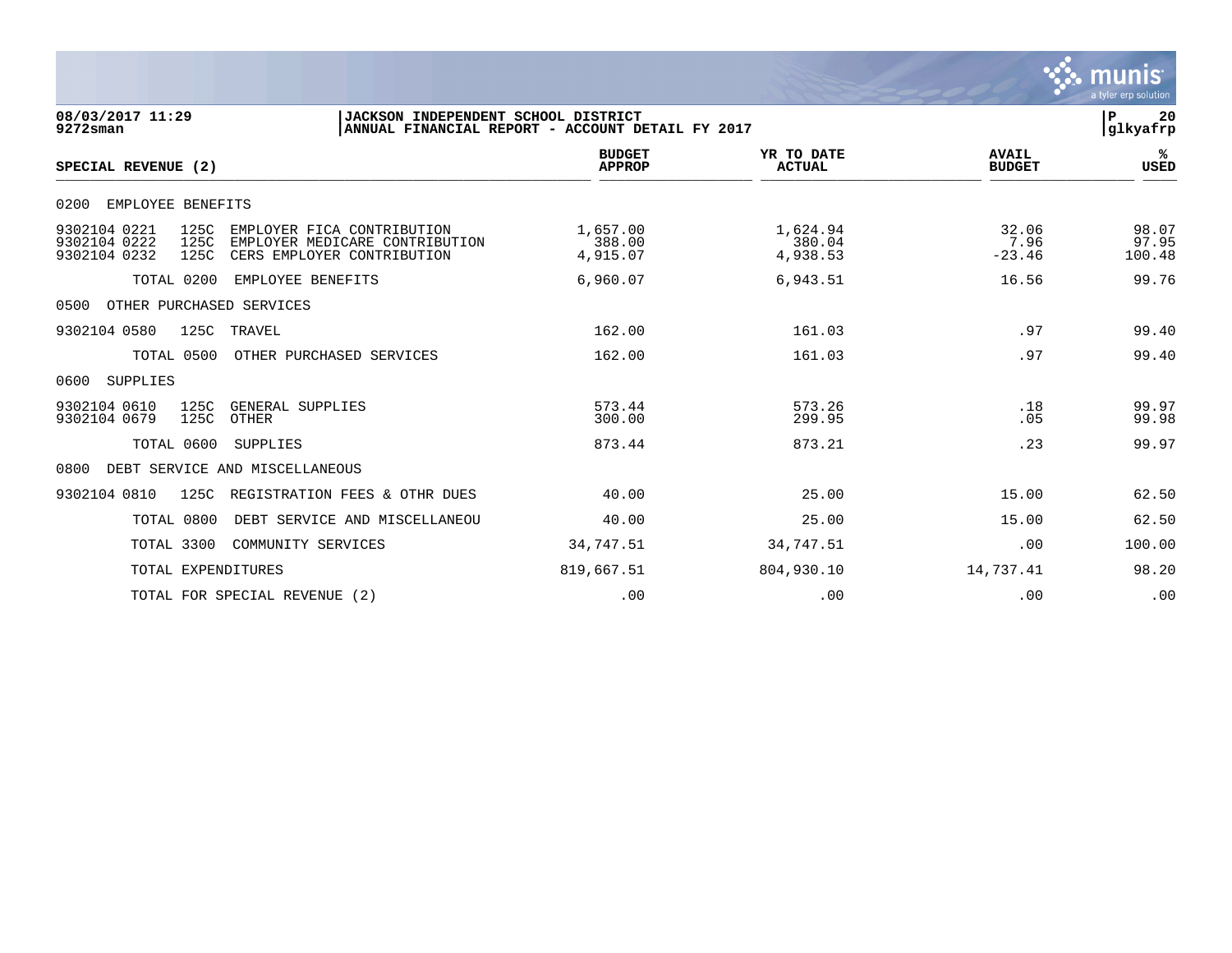**JACKSON INDEPENDENT SCHOOL DISTRICT**
**ANNUAL FINANCIAL REPORT - ACCOUNT DETAIL FY 2017**

08/03/2017 11:29
9272sman

| SPECIAL REVENUE (2) | BUDGET APPROP | YR TO DATE ACTUAL | AVAIL BUDGET | % USED |
|---|---|---|---|---|
| 0200 EMPLOYEE BENEFITS | | | | |
| 9302104 0221 125C EMPLOYER FICA CONTRIBUTION | 1,657.00 | 1,624.94 | 32.06 | 98.07 |
| 9302104 0222 125C EMPLOYER MEDICARE CONTRIBUTION | 388.00 | 380.04 | 7.96 | 97.95 |
| 9302104 0232 125C CERS EMPLOYER CONTRIBUTION | 4,915.07 | 4,938.53 | -23.46 | 100.48 |
| TOTAL 0200 EMPLOYEE BENEFITS | 6,960.07 | 6,943.51 | 16.56 | 99.76 |
| 0500 OTHER PURCHASED SERVICES | | | | |
| 9302104 0580 125C TRAVEL | 162.00 | 161.03 | .97 | 99.40 |
| TOTAL 0500 OTHER PURCHASED SERVICES | 162.00 | 161.03 | .97 | 99.40 |
| 0600 SUPPLIES | | | | |
| 9302104 0610 125C GENERAL SUPPLIES | 573.44 | 573.26 | .18 | 99.97 |
| 9302104 0679 125C OTHER | 300.00 | 299.95 | .05 | 99.98 |
| TOTAL 0600 SUPPLIES | 873.44 | 873.21 | .23 | 99.97 |
| 0800 DEBT SERVICE AND MISCELLANEOUS | | | | |
| 9302104 0810 125C REGISTRATION FEES & OTHR DUES | 40.00 | 25.00 | 15.00 | 62.50 |
| TOTAL 0800 DEBT SERVICE AND MISCELLANEOU | 40.00 | 25.00 | 15.00 | 62.50 |
| TOTAL 3300 COMMUNITY SERVICES | 34,747.51 | 34,747.51 | .00 | 100.00 |
| TOTAL EXPENDITURES | 819,667.51 | 804,930.10 | 14,737.41 | 98.20 |
| TOTAL FOR SPECIAL REVENUE (2) | .00 | .00 | .00 | .00 |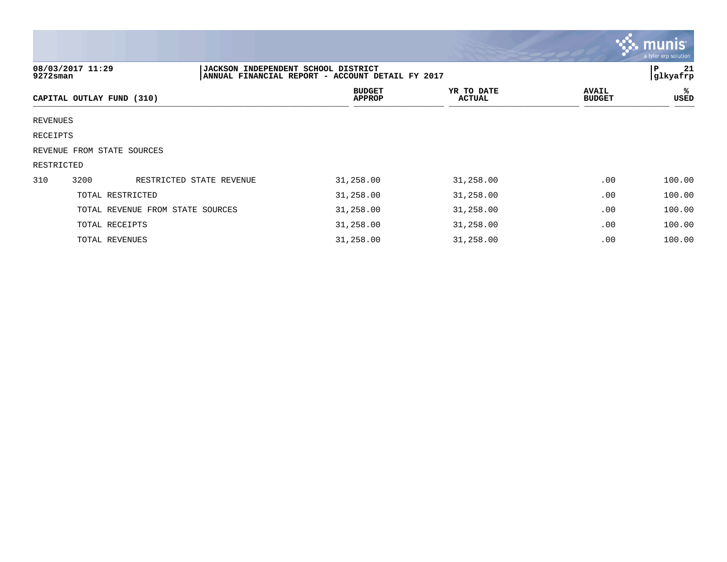**JACKSON INDEPENDENT SCHOOL DISTRICT**
**ANNUAL FINANCIAL REPORT - ACCOUNT DETAIL FY 2017**

08/03/2017 11:29
9272sman

glkyafrp

| CAPITAL OUTLAY FUND (310) | | | BUDGET APPROP | YR TO DATE ACTUAL | AVAIL BUDGET | % USED |
|---|---|---|---|---|---|---|
| REVENUES | | | | | | |
| RECEIPTS | | | | | | |
| REVENUE FROM STATE SOURCES | | | | | | |
| RESTRICTED | | | | | | |
| 310 | 3200 | RESTRICTED STATE REVENUE | 31,258.00 | 31,258.00 | .00 | 100.00 |
| | TOTAL RESTRICTED | | 31,258.00 | 31,258.00 | .00 | 100.00 |
| | TOTAL REVENUE FROM STATE SOURCES | | 31,258.00 | 31,258.00 | .00 | 100.00 |
| | TOTAL RECEIPTS | | 31,258.00 | 31,258.00 | .00 | 100.00 |
| | TOTAL REVENUES | | 31,258.00 | 31,258.00 | .00 | 100.00 |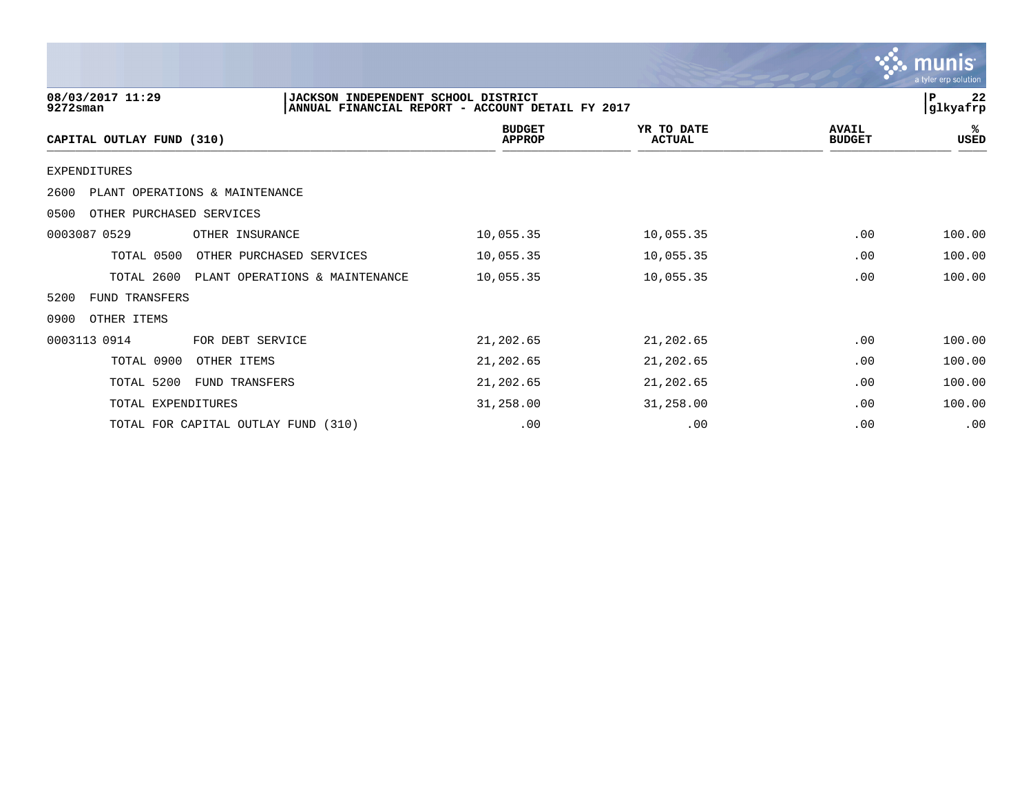**08/03/2017 11:29** — **JACKSON INDEPENDENT SCHOOL DISTRICT**
**9272sman** — **ANNUAL FINANCIAL REPORT - ACCOUNT DETAIL FY 2017**

| CAPITAL OUTLAY FUND (310) | BUDGET APPROP | YR TO DATE ACTUAL | AVAIL BUDGET | % USED |
|---|---|---|---|---|
| EXPENDITURES | | | | |
| 2600 PLANT OPERATIONS & MAINTENANCE | | | | |
| 0500 OTHER PURCHASED SERVICES | | | | |
| 0003087 0529 OTHER INSURANCE | 10,055.35 | 10,055.35 | .00 | 100.00 |
| TOTAL 0500 OTHER PURCHASED SERVICES | 10,055.35 | 10,055.35 | .00 | 100.00 |
| TOTAL 2600 PLANT OPERATIONS & MAINTENANCE | 10,055.35 | 10,055.35 | .00 | 100.00 |
| 5200 FUND TRANSFERS | | | | |
| 0900 OTHER ITEMS | | | | |
| 0003113 0914 FOR DEBT SERVICE | 21,202.65 | 21,202.65 | .00 | 100.00 |
| TOTAL 0900 OTHER ITEMS | 21,202.65 | 21,202.65 | .00 | 100.00 |
| TOTAL 5200 FUND TRANSFERS | 21,202.65 | 21,202.65 | .00 | 100.00 |
| TOTAL EXPENDITURES | 31,258.00 | 31,258.00 | .00 | 100.00 |
| TOTAL FOR CAPITAL OUTLAY FUND (310) | .00 | .00 | .00 | .00 |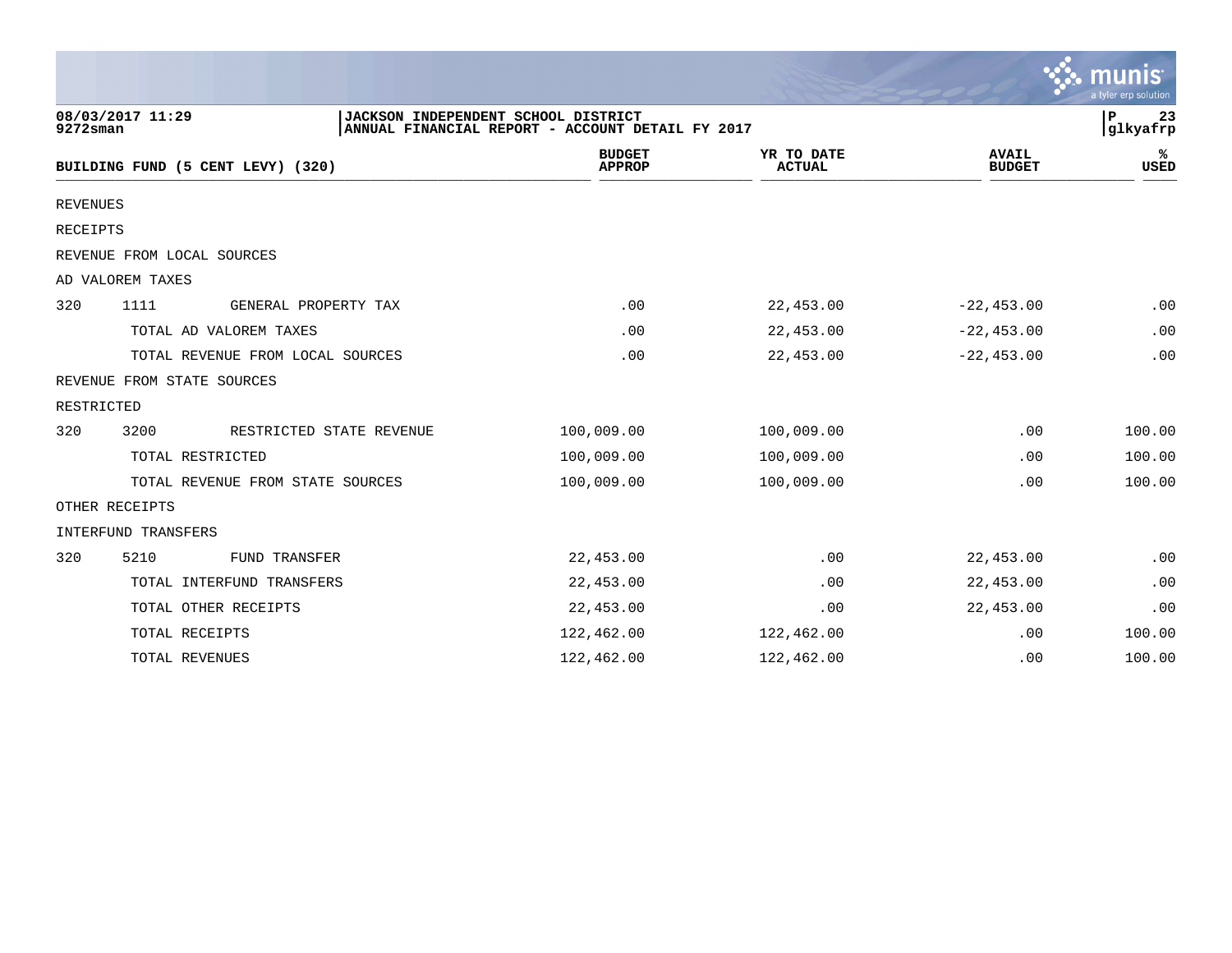08/03/2017 11:29
9272sman

JACKSON INDEPENDENT SCHOOL DISTRICT
ANNUAL FINANCIAL REPORT - ACCOUNT DETAIL FY 2017

P 23
glkyafrp

| BUILDING FUND (5 CENT LEVY) (320) | | | BUDGET APPROP | YR TO DATE ACTUAL | AVAIL BUDGET | % USED |
|---|---|---|---|---|---|---|
| REVENUES | | | | | | |
| RECEIPTS | | | | | | |
| REVENUE FROM LOCAL SOURCES | | | | | | |
| AD VALOREM TAXES | | | | | | |
| 320 | 1111 | GENERAL PROPERTY TAX | .00 | 22,453.00 | -22,453.00 | .00 |
| | TOTAL AD VALOREM TAXES | | .00 | 22,453.00 | -22,453.00 | .00 |
| | TOTAL REVENUE FROM LOCAL SOURCES | | .00 | 22,453.00 | -22,453.00 | .00 |
| REVENUE FROM STATE SOURCES | | | | | | |
| RESTRICTED | | | | | | |
| 320 | 3200 | RESTRICTED STATE REVENUE | 100,009.00 | 100,009.00 | .00 | 100.00 |
| | TOTAL RESTRICTED | | 100,009.00 | 100,009.00 | .00 | 100.00 |
| | TOTAL REVENUE FROM STATE SOURCES | | 100,009.00 | 100,009.00 | .00 | 100.00 |
| OTHER RECEIPTS | | | | | | |
| INTERFUND TRANSFERS | | | | | | |
| 320 | 5210 | FUND TRANSFER | 22,453.00 | .00 | 22,453.00 | .00 |
| | TOTAL INTERFUND TRANSFERS | | 22,453.00 | .00 | 22,453.00 | .00 |
| | TOTAL OTHER RECEIPTS | | 22,453.00 | .00 | 22,453.00 | .00 |
| | TOTAL RECEIPTS | | 122,462.00 | 122,462.00 | .00 | 100.00 |
| | TOTAL REVENUES | | 122,462.00 | 122,462.00 | .00 | 100.00 |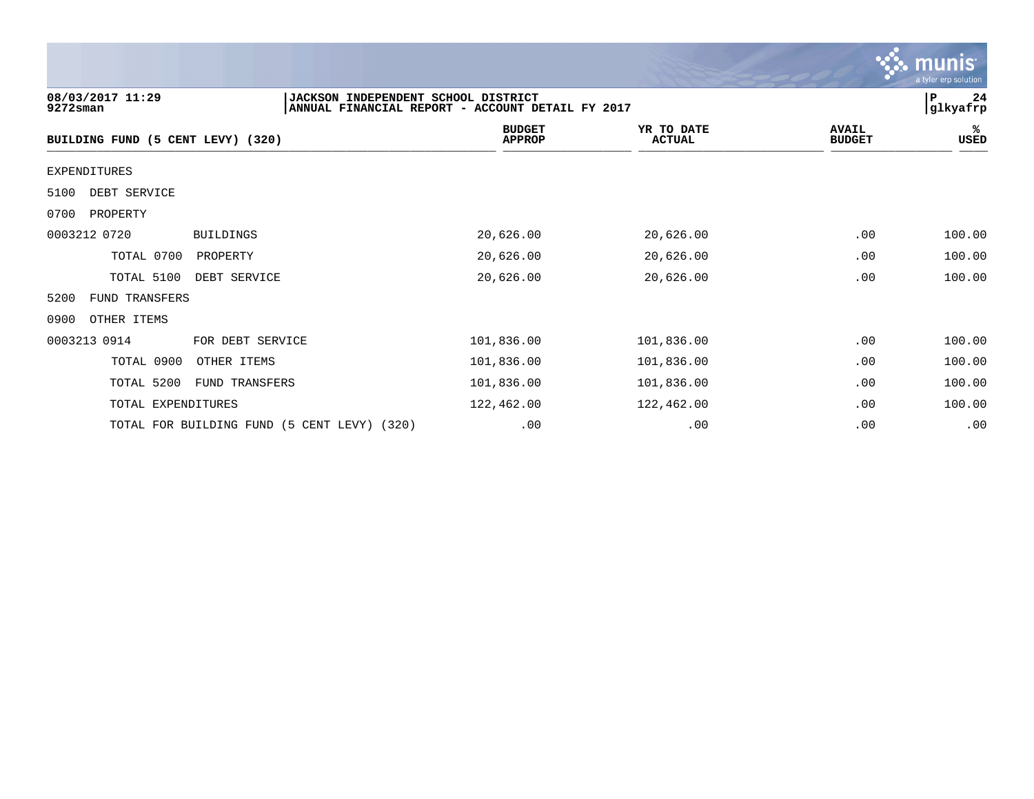08/03/2017 11:29 | JACKSON INDEPENDENT SCHOOL DISTRICT | P 24
9272sman | ANNUAL FINANCIAL REPORT - ACCOUNT DETAIL FY 2017 | glkyafrp

| BUILDING FUND (5 CENT LEVY) (320) | BUDGET APPROP | YR TO DATE ACTUAL | AVAIL BUDGET | % USED |
|---|---|---|---|---|
| EXPENDITURES | | | | |
| 5100 DEBT SERVICE | | | | |
| 0700 PROPERTY | | | | |
| 0003212 0720 BUILDINGS | 20,626.00 | 20,626.00 | .00 | 100.00 |
| TOTAL 0700 PROPERTY | 20,626.00 | 20,626.00 | .00 | 100.00 |
| TOTAL 5100 DEBT SERVICE | 20,626.00 | 20,626.00 | .00 | 100.00 |
| 5200 FUND TRANSFERS | | | | |
| 0900 OTHER ITEMS | | | | |
| 0003213 0914 FOR DEBT SERVICE | 101,836.00 | 101,836.00 | .00 | 100.00 |
| TOTAL 0900 OTHER ITEMS | 101,836.00 | 101,836.00 | .00 | 100.00 |
| TOTAL 5200 FUND TRANSFERS | 101,836.00 | 101,836.00 | .00 | 100.00 |
| TOTAL EXPENDITURES | 122,462.00 | 122,462.00 | .00 | 100.00 |
| TOTAL FOR BUILDING FUND (5 CENT LEVY) (320) | .00 | .00 | .00 | .00 |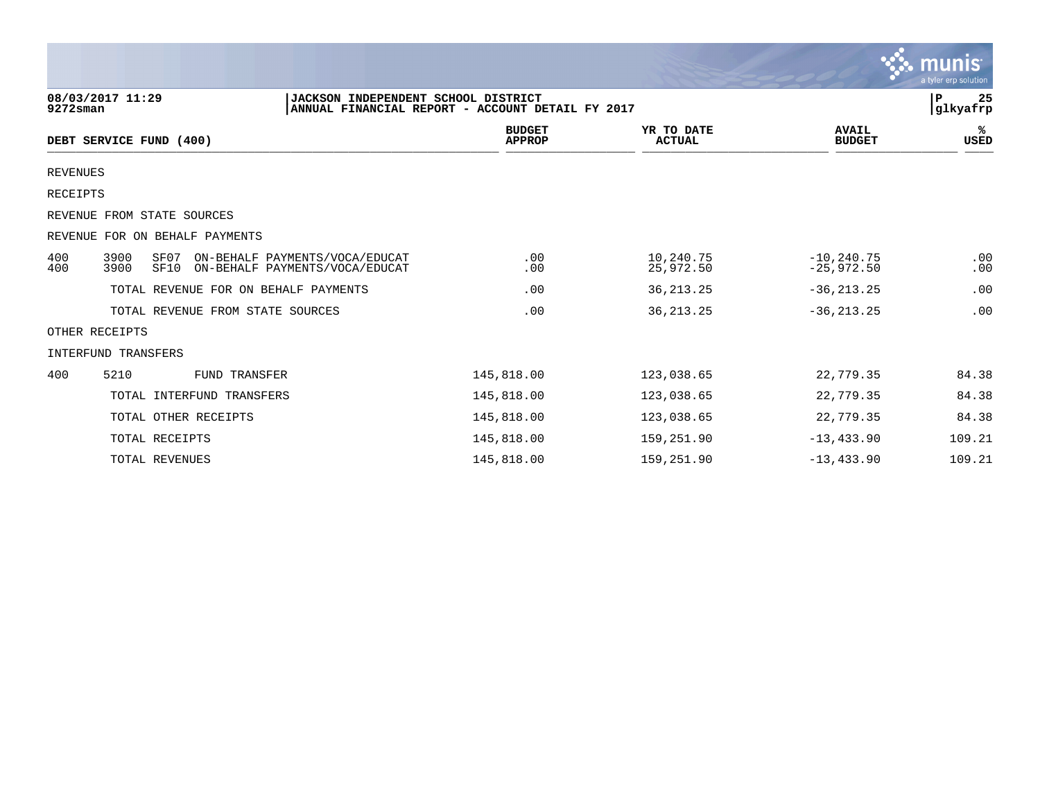08/03/2017 11:29 | JACKSON INDEPENDENT SCHOOL DISTRICT | P 25
9272sman | ANNUAL FINANCIAL REPORT - ACCOUNT DETAIL FY 2017 | glkyafrp

| DEBT SERVICE FUND (400) | BUDGET APPROP | YR TO DATE ACTUAL | AVAIL BUDGET | % USED |
|---|---|---|---|---|
| REVENUES | | | | |
| RECEIPTS | | | | |
| REVENUE FROM STATE SOURCES | | | | |
| REVENUE FOR ON BEHALF PAYMENTS | | | | |
| 400 3900 SF07 ON-BEHALF PAYMENTS/VOCA/EDUCAT | .00 | 10,240.75 | -10,240.75 | .00 |
| 400 3900 SF10 ON-BEHALF PAYMENTS/VOCA/EDUCAT | .00 | 25,972.50 | -25,972.50 | .00 |
| TOTAL REVENUE FOR ON BEHALF PAYMENTS | .00 | 36,213.25 | -36,213.25 | .00 |
| TOTAL REVENUE FROM STATE SOURCES | .00 | 36,213.25 | -36,213.25 | .00 |
| OTHER RECEIPTS | | | | |
| INTERFUND TRANSFERS | | | | |
| 400 5210 FUND TRANSFER | 145,818.00 | 123,038.65 | 22,779.35 | 84.38 |
| TOTAL INTERFUND TRANSFERS | 145,818.00 | 123,038.65 | 22,779.35 | 84.38 |
| TOTAL OTHER RECEIPTS | 145,818.00 | 123,038.65 | 22,779.35 | 84.38 |
| TOTAL RECEIPTS | 145,818.00 | 159,251.90 | -13,433.90 | 109.21 |
| TOTAL REVENUES | 145,818.00 | 159,251.90 | -13,433.90 | 109.21 |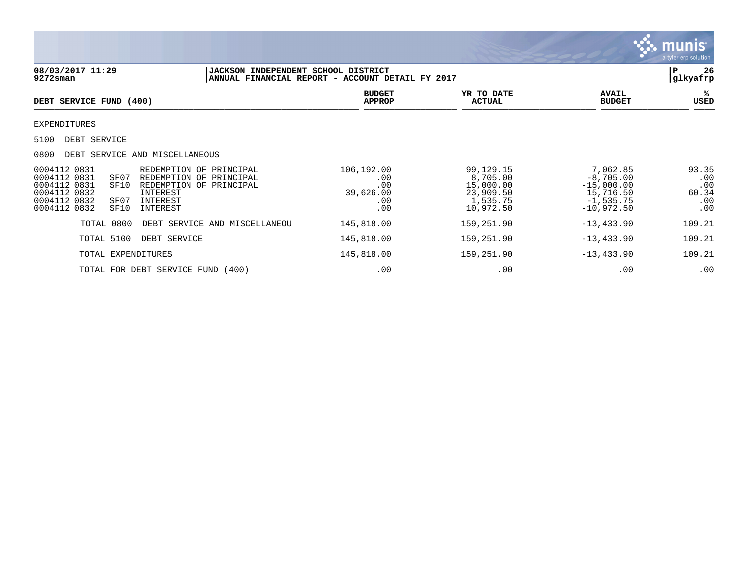08/03/2017 11:29
9272sman

JACKSON INDEPENDENT SCHOOL DISTRICT
ANNUAL FINANCIAL REPORT - ACCOUNT DETAIL FY 2017

glkyafrp

| DEBT SERVICE FUND (400) | | | BUDGET APPROP | YR TO DATE ACTUAL | AVAIL BUDGET | % USED |
|---|---|---|---|---|---|---|
| EXPENDITURES | | | | | | |
| 5100 DEBT SERVICE | | | | | | |
| 0800 DEBT SERVICE AND MISCELLANEOUS | | | | | | |
| 0004112 0831 | | REDEMPTION OF PRINCIPAL | 106,192.00 | 99,129.15 | 7,062.85 | 93.35 |
| 0004112 0831 | SF07 | REDEMPTION OF PRINCIPAL | .00 | 8,705.00 | -8,705.00 | .00 |
| 0004112 0831 | SF10 | REDEMPTION OF PRINCIPAL | .00 | 15,000.00 | -15,000.00 | .00 |
| 0004112 0832 | | INTEREST | 39,626.00 | 23,909.50 | 15,716.50 | 60.34 |
| 0004112 0832 | SF07 | INTEREST | .00 | 1,535.75 | -1,535.75 | .00 |
| 0004112 0832 | SF10 | INTEREST | .00 | 10,972.50 | -10,972.50 | .00 |
| TOTAL 0800 | | DEBT SERVICE AND MISCELLANEOU | 145,818.00 | 159,251.90 | -13,433.90 | 109.21 |
| TOTAL 5100 | | DEBT SERVICE | 145,818.00 | 159,251.90 | -13,433.90 | 109.21 |
| TOTAL EXPENDITURES | | | 145,818.00 | 159,251.90 | -13,433.90 | 109.21 |
| TOTAL FOR DEBT SERVICE FUND (400) | | | .00 | .00 | .00 | .00 |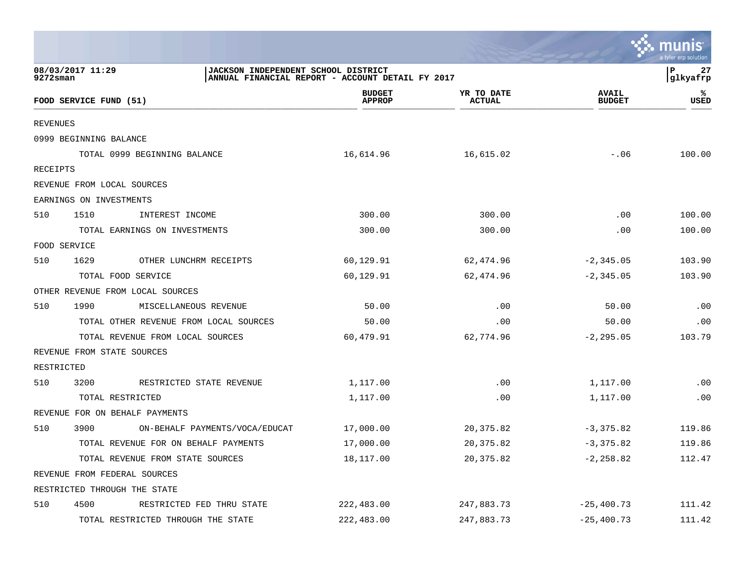08/03/2017 11:29
9272sman

JACKSON INDEPENDENT SCHOOL DISTRICT
ANNUAL FINANCIAL REPORT - ACCOUNT DETAIL FY 2017

glkyafrp

| FOOD SERVICE FUND (51) | | | BUDGET APPROP | YR TO DATE ACTUAL | AVAIL BUDGET | % USED |
|---|---|---|---|---|---|---|
| REVENUES | | | | | | |
| 0999 BEGINNING BALANCE | | | | | | |
| | | TOTAL 0999 BEGINNING BALANCE | 16,614.96 | 16,615.02 | -.06 | 100.00 |
| RECEIPTS | | | | | | |
| REVENUE FROM LOCAL SOURCES | | | | | | |
| EARNINGS ON INVESTMENTS | | | | | | |
| 510 | 1510 | INTEREST INCOME | 300.00 | 300.00 | .00 | 100.00 |
| | | TOTAL EARNINGS ON INVESTMENTS | 300.00 | 300.00 | .00 | 100.00 |
| FOOD SERVICE | | | | | | |
| 510 | 1629 | OTHER LUNCHRM RECEIPTS | 60,129.91 | 62,474.96 | -2,345.05 | 103.90 |
| | | TOTAL FOOD SERVICE | 60,129.91 | 62,474.96 | -2,345.05 | 103.90 |
| OTHER REVENUE FROM LOCAL SOURCES | | | | | | |
| 510 | 1990 | MISCELLANEOUS REVENUE | 50.00 | .00 | 50.00 | .00 |
| | | TOTAL OTHER REVENUE FROM LOCAL SOURCES | 50.00 | .00 | 50.00 | .00 |
| | | TOTAL REVENUE FROM LOCAL SOURCES | 60,479.91 | 62,774.96 | -2,295.05 | 103.79 |
| REVENUE FROM STATE SOURCES | | | | | | |
| RESTRICTED | | | | | | |
| 510 | 3200 | RESTRICTED STATE REVENUE | 1,117.00 | .00 | 1,117.00 | .00 |
| | | TOTAL RESTRICTED | 1,117.00 | .00 | 1,117.00 | .00 |
| REVENUE FOR ON BEHALF PAYMENTS | | | | | | |
| 510 | 3900 | ON-BEHALF PAYMENTS/VOCA/EDUCAT | 17,000.00 | 20,375.82 | -3,375.82 | 119.86 |
| | | TOTAL REVENUE FOR ON BEHALF PAYMENTS | 17,000.00 | 20,375.82 | -3,375.82 | 119.86 |
| | | TOTAL REVENUE FROM STATE SOURCES | 18,117.00 | 20,375.82 | -2,258.82 | 112.47 |
| REVENUE FROM FEDERAL SOURCES | | | | | | |
| RESTRICTED THROUGH THE STATE | | | | | | |
| 510 | 4500 | RESTRICTED FED THRU STATE | 222,483.00 | 247,883.73 | -25,400.73 | 111.42 |
| | | TOTAL RESTRICTED THROUGH THE STATE | 222,483.00 | 247,883.73 | -25,400.73 | 111.42 |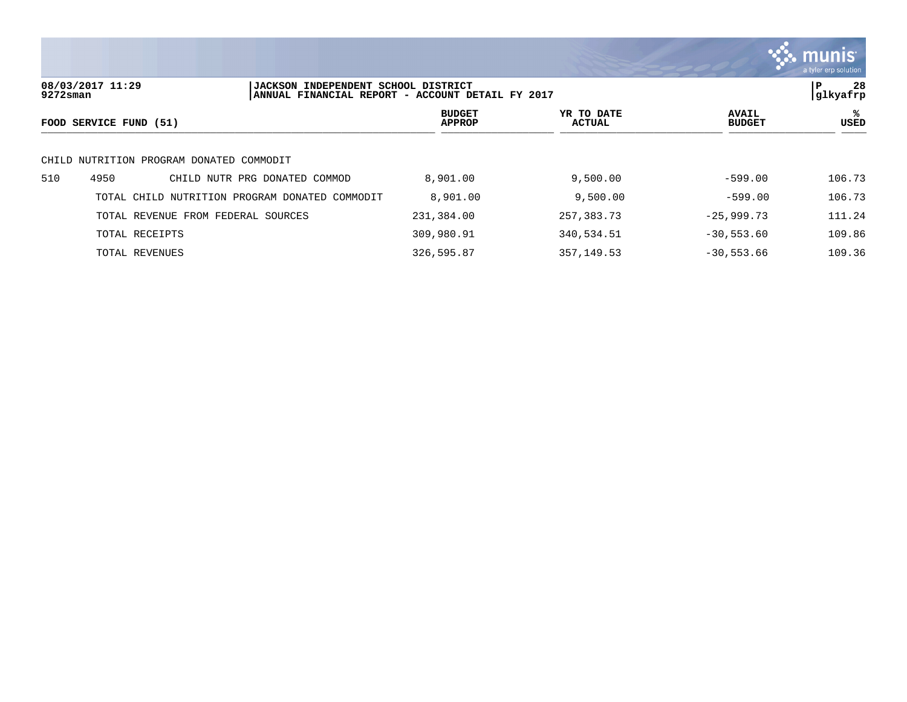08/03/2017 11:29
9272sman

JACKSON INDEPENDENT SCHOOL DISTRICT
ANNUAL FINANCIAL REPORT - ACCOUNT DETAIL FY 2017

P 28
glkyafrp

| FOOD SERVICE FUND (51) | | | BUDGET APPROP | YR TO DATE ACTUAL | AVAIL BUDGET | % USED |
|---|---|---|---|---|---|---|
| CHILD NUTRITION PROGRAM DONATED COMMODIT | | | | | | |
| 510 | 4950 | CHILD NUTR PRG DONATED COMMOD | 8,901.00 | 9,500.00 | -599.00 | 106.73 |
| | TOTAL CHILD NUTRITION PROGRAM DONATED COMMODIT | | 8,901.00 | 9,500.00 | -599.00 | 106.73 |
| | TOTAL REVENUE FROM FEDERAL SOURCES | | 231,384.00 | 257,383.73 | -25,999.73 | 111.24 |
| | TOTAL RECEIPTS | | 309,980.91 | 340,534.51 | -30,553.60 | 109.86 |
| | TOTAL REVENUES | | 326,595.87 | 357,149.53 | -30,553.66 | 109.36 |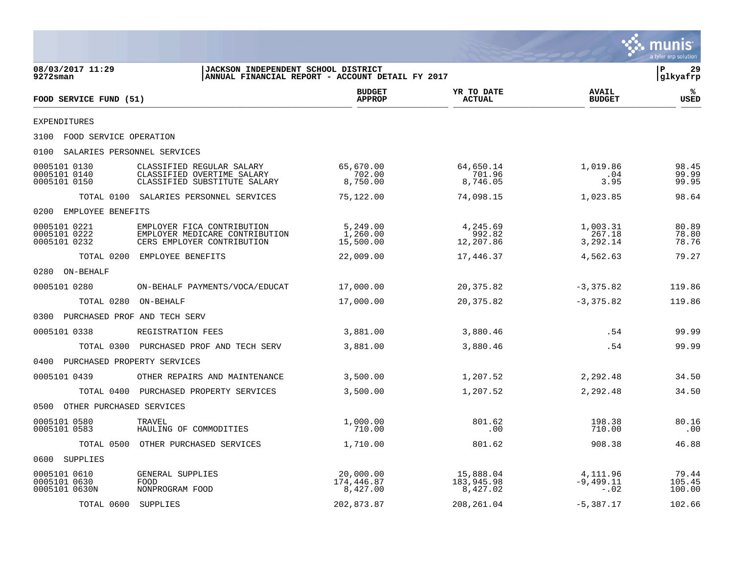**08/03/2017 11:29** **JACKSON INDEPENDENT SCHOOL DISTRICT**
**9272sman** **ANNUAL FINANCIAL REPORT - ACCOUNT DETAIL FY 2017**

| FOOD SERVICE FUND (51) | | BUDGET APPROP | YR TO DATE ACTUAL | AVAIL BUDGET | % USED |
|---|---|---|---|---|---|
| EXPENDITURES | | | | | |
| 3100 FOOD SERVICE OPERATION | | | | | |
| 0100 SALARIES PERSONNEL SERVICES | | | | | |
| 0005101 0130 | CLASSIFIED REGULAR SALARY | 65,670.00 | 64,650.14 | 1,019.86 | 98.45 |
| 0005101 0140 | CLASSIFIED OVERTIME SALARY | 702.00 | 701.96 | .04 | 99.99 |
| 0005101 0150 | CLASSIFIED SUBSTITUTE SALARY | 8,750.00 | 8,746.05 | 3.95 | 99.95 |
| TOTAL 0100 | SALARIES PERSONNEL SERVICES | 75,122.00 | 74,098.15 | 1,023.85 | 98.64 |
| 0200 EMPLOYEE BENEFITS | | | | | |
| 0005101 0221 | EMPLOYER FICA CONTRIBUTION | 5,249.00 | 4,245.69 | 1,003.31 | 80.89 |
| 0005101 0222 | EMPLOYER MEDICARE CONTRIBUTION | 1,260.00 | 992.82 | 267.18 | 78.80 |
| 0005101 0232 | CERS EMPLOYER CONTRIBUTION | 15,500.00 | 12,207.86 | 3,292.14 | 78.76 |
| TOTAL 0200 | EMPLOYEE BENEFITS | 22,009.00 | 17,446.37 | 4,562.63 | 79.27 |
| 0280 ON-BEHALF | | | | | |
| 0005101 0280 | ON-BEHALF PAYMENTS/VOCA/EDUCAT | 17,000.00 | 20,375.82 | -3,375.82 | 119.86 |
| TOTAL 0280 | ON-BEHALF | 17,000.00 | 20,375.82 | -3,375.82 | 119.86 |
| 0300 PURCHASED PROF AND TECH SERV | | | | | |
| 0005101 0338 | REGISTRATION FEES | 3,881.00 | 3,880.46 | .54 | 99.99 |
| TOTAL 0300 | PURCHASED PROF AND TECH SERV | 3,881.00 | 3,880.46 | .54 | 99.99 |
| 0400 PURCHASED PROPERTY SERVICES | | | | | |
| 0005101 0439 | OTHER REPAIRS AND MAINTENANCE | 3,500.00 | 1,207.52 | 2,292.48 | 34.50 |
| TOTAL 0400 | PURCHASED PROPERTY SERVICES | 3,500.00 | 1,207.52 | 2,292.48 | 34.50 |
| 0500 OTHER PURCHASED SERVICES | | | | | |
| 0005101 0580 | TRAVEL | 1,000.00 | 801.62 | 198.38 | 80.16 |
| 0005101 0583 | HAULING OF COMMODITIES | 710.00 | .00 | 710.00 | .00 |
| TOTAL 0500 | OTHER PURCHASED SERVICES | 1,710.00 | 801.62 | 908.38 | 46.88 |
| 0600 SUPPLIES | | | | | |
| 0005101 0610 | GENERAL SUPPLIES | 20,000.00 | 15,888.04 | 4,111.96 | 79.44 |
| 0005101 0630 | FOOD | 174,446.87 | 183,945.98 | -9,499.11 | 105.45 |
| 0005101 0630N | NONPROGRAM FOOD | 8,427.00 | 8,427.02 | -.02 | 100.00 |
| TOTAL 0600 | SUPPLIES | 202,873.87 | 208,261.04 | -5,387.17 | 102.66 |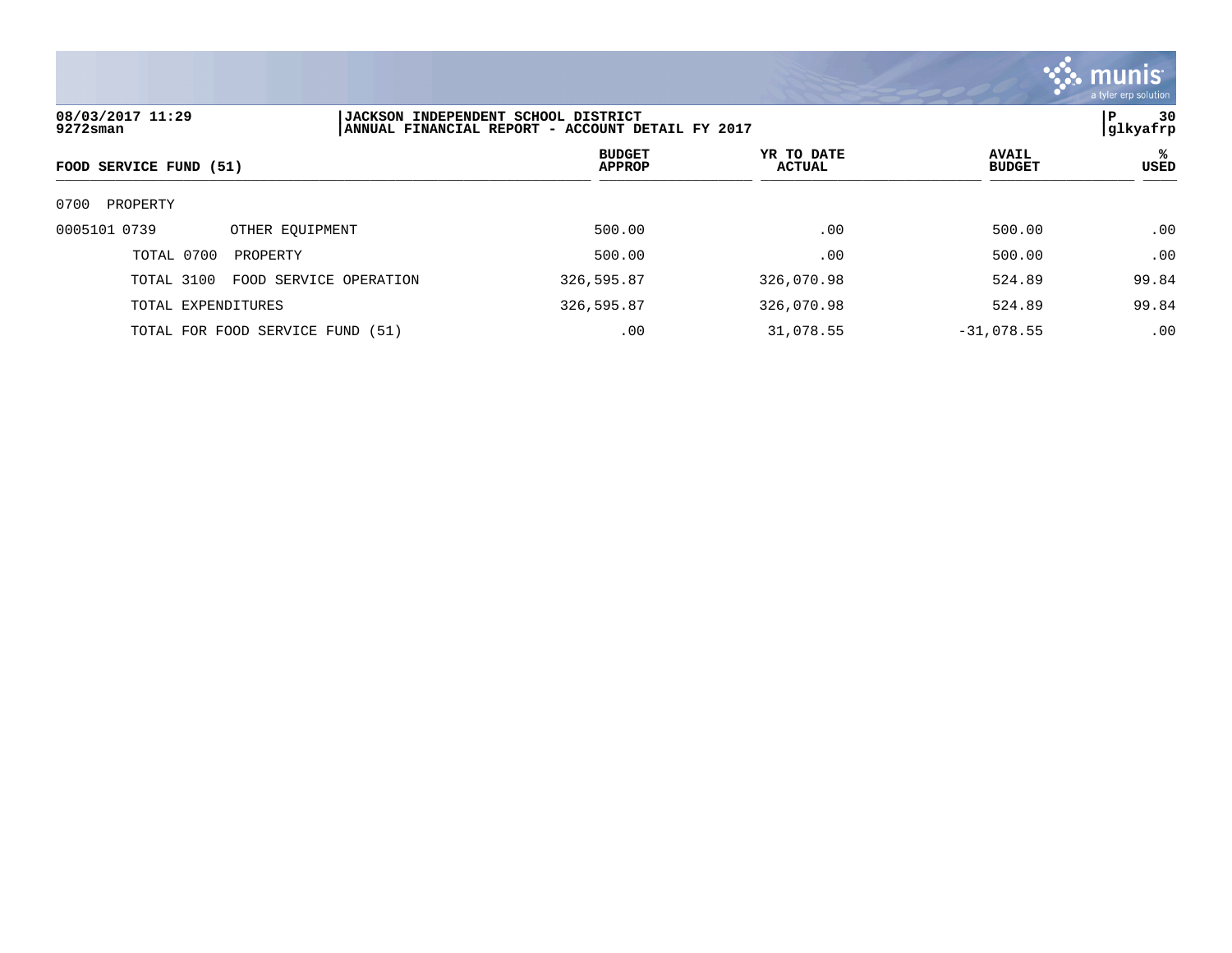08/03/2017 11:29
9272sman

JACKSON INDEPENDENT SCHOOL DISTRICT
ANNUAL FINANCIAL REPORT - ACCOUNT DETAIL FY 2017

glkyafrp

| FOOD SERVICE FUND (51) | | BUDGET APPROP | YR TO DATE ACTUAL | AVAIL BUDGET | % USED |
|---|---|---|---|---|---|
| 0700 PROPERTY | | | | | |
| 0005101 0739 | OTHER EQUIPMENT | 500.00 | .00 | 500.00 | .00 |
| TOTAL 0700 | PROPERTY | 500.00 | .00 | 500.00 | .00 |
| TOTAL 3100 | FOOD SERVICE OPERATION | 326,595.87 | 326,070.98 | 524.89 | 99.84 |
| TOTAL EXPENDITURES | | 326,595.87 | 326,070.98 | 524.89 | 99.84 |
| TOTAL FOR FOOD SERVICE FUND (51) | | .00 | 31,078.55 | -31,078.55 | .00 |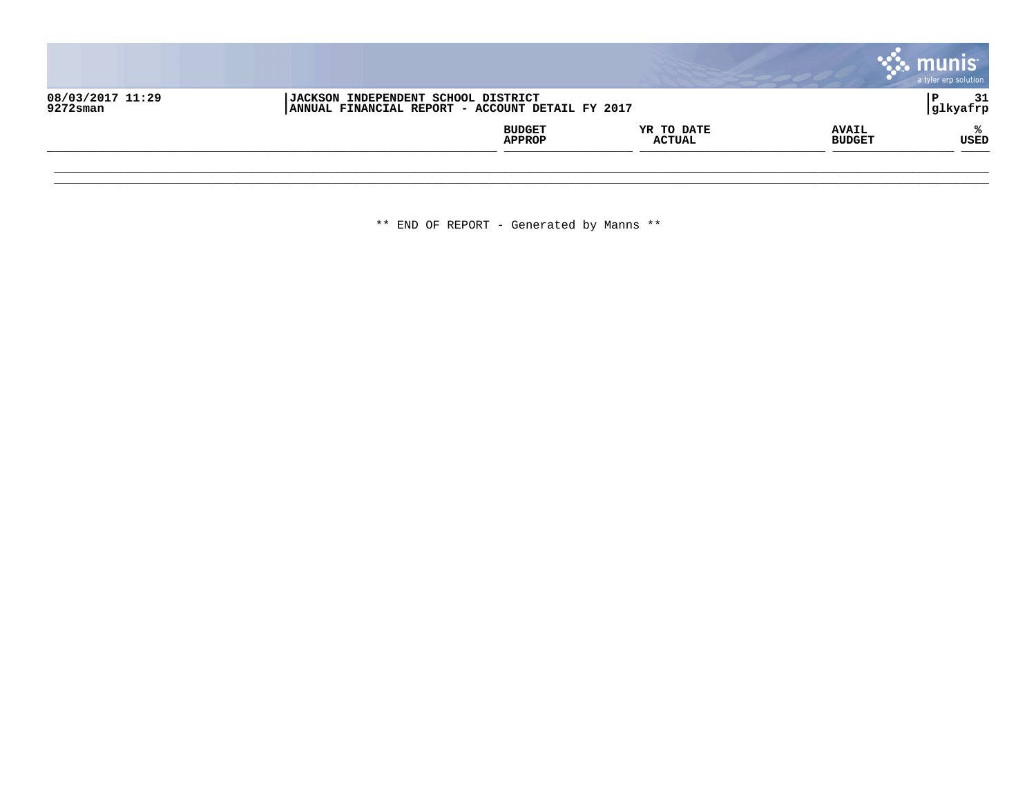| | BUDGET APPROP | YR TO DATE ACTUAL | AVAIL BUDGET | % USED |
|---|---|---|---|---|

** END OF REPORT - Generated by Manns **